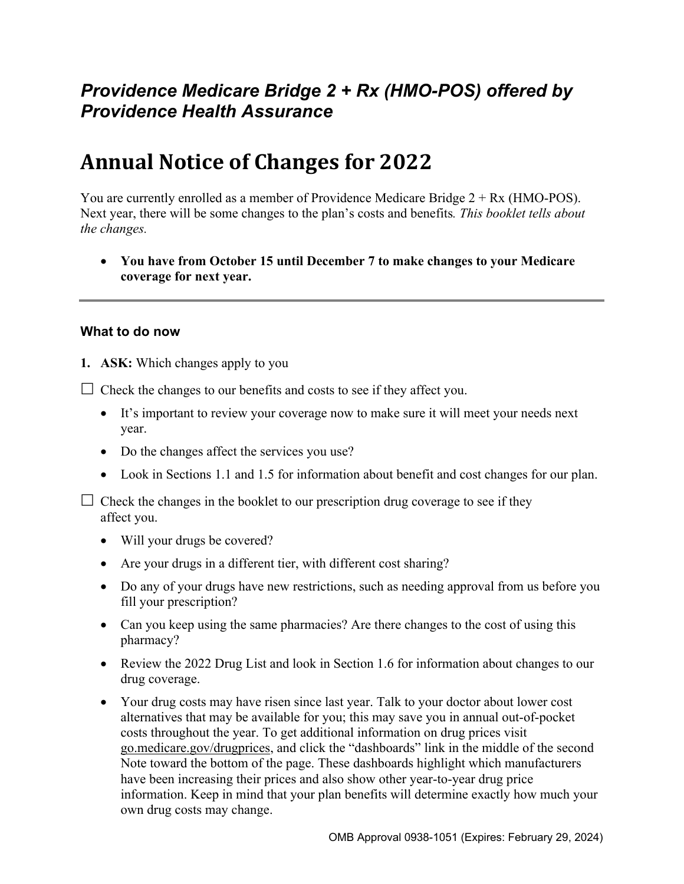## *Providence Medicare Bridge 2 + Rx (HMO-POS) offered by Providence Health Assurance*

# Annual Notice of Changes for 2022

You are currently enrolled as a member of Providence Medicare Bridge 2 + Rx (HMO-POS). Next year, there will be some changes to the plan's costs and benefits*. This booklet tells about the changes.*

- **You have from October 15 until December 7 to make changes to your Medicare coverage for next year.**

---

### What to do now

1. **ASK:** Which changes apply to you

☐ Check the changes to our benefits and costs to see if they affect you.

- It's important to review your coverage now to make sure it will meet your needs next year.
- Do the changes affect the services you use?
- Look in Sections 1.1 and 1.5 for information about benefit and cost changes for our plan.

☐ Check the changes in the booklet to our prescription drug coverage to see if they affect you.

- Will your drugs be covered?
- Are your drugs in a different tier, with different cost sharing?
- Do any of your drugs have new restrictions, such as needing approval from us before you fill your prescription?
- Can you keep using the same pharmacies? Are there changes to the cost of using this pharmacy?
- Review the 2022 Drug List and look in Section 1.6 for information about changes to our drug coverage.
- Your drug costs may have risen since last year. Talk to your doctor about lower cost alternatives that may be available for you; this may save you in annual out-of-pocket costs throughout the year. To get additional information on drug prices visit go.medicare.gov/drugprices, and click the "dashboards" link in the middle of the second Note toward the bottom of the page. These dashboards highlight which manufacturers have been increasing their prices and also show other year-to-year drug price information. Keep in mind that your plan benefits will determine exactly how much your own drug costs may change.

OMB Approval 0938-1051 (Expires: February 29, 2024)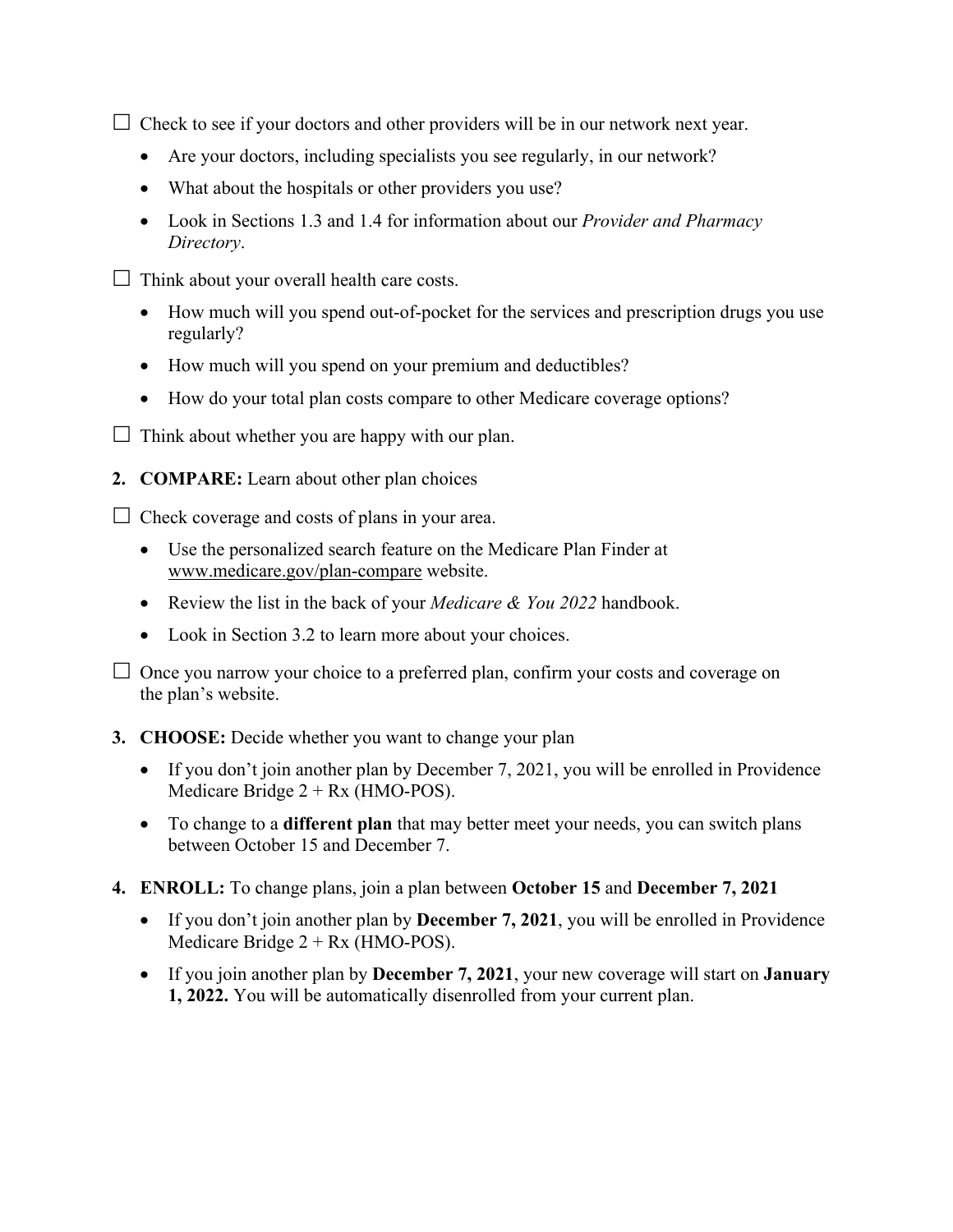☐ Check to see if your doctors and other providers will be in our network next year.

- Are your doctors, including specialists you see regularly, in our network?
- What about the hospitals or other providers you use?
- Look in Sections 1.3 and 1.4 for information about our *Provider and Pharmacy Directory*.

☐ Think about your overall health care costs.

- How much will you spend out-of-pocket for the services and prescription drugs you use regularly?
- How much will you spend on your premium and deductibles?
- How do your total plan costs compare to other Medicare coverage options?

☐ Think about whether you are happy with our plan.

2. **COMPARE:** Learn about other plan choices

☐ Check coverage and costs of plans in your area.

- Use the personalized search feature on the Medicare Plan Finder at www.medicare.gov/plan-compare website.
- Review the list in the back of your *Medicare & You 2022* handbook.
- Look in Section 3.2 to learn more about your choices.

☐ Once you narrow your choice to a preferred plan, confirm your costs and coverage on the plan's website.

3. **CHOOSE:** Decide whether you want to change your plan

- If you don't join another plan by December 7, 2021, you will be enrolled in Providence Medicare Bridge 2 + Rx (HMO-POS).
- To change to a **different plan** that may better meet your needs, you can switch plans between October 15 and December 7.

4. **ENROLL:** To change plans, join a plan between **October 15** and **December 7, 2021**

- If you don't join another plan by **December 7, 2021**, you will be enrolled in Providence Medicare Bridge 2 + Rx (HMO-POS).
- If you join another plan by **December 7, 2021**, your new coverage will start on **January 1, 2022.** You will be automatically disenrolled from your current plan.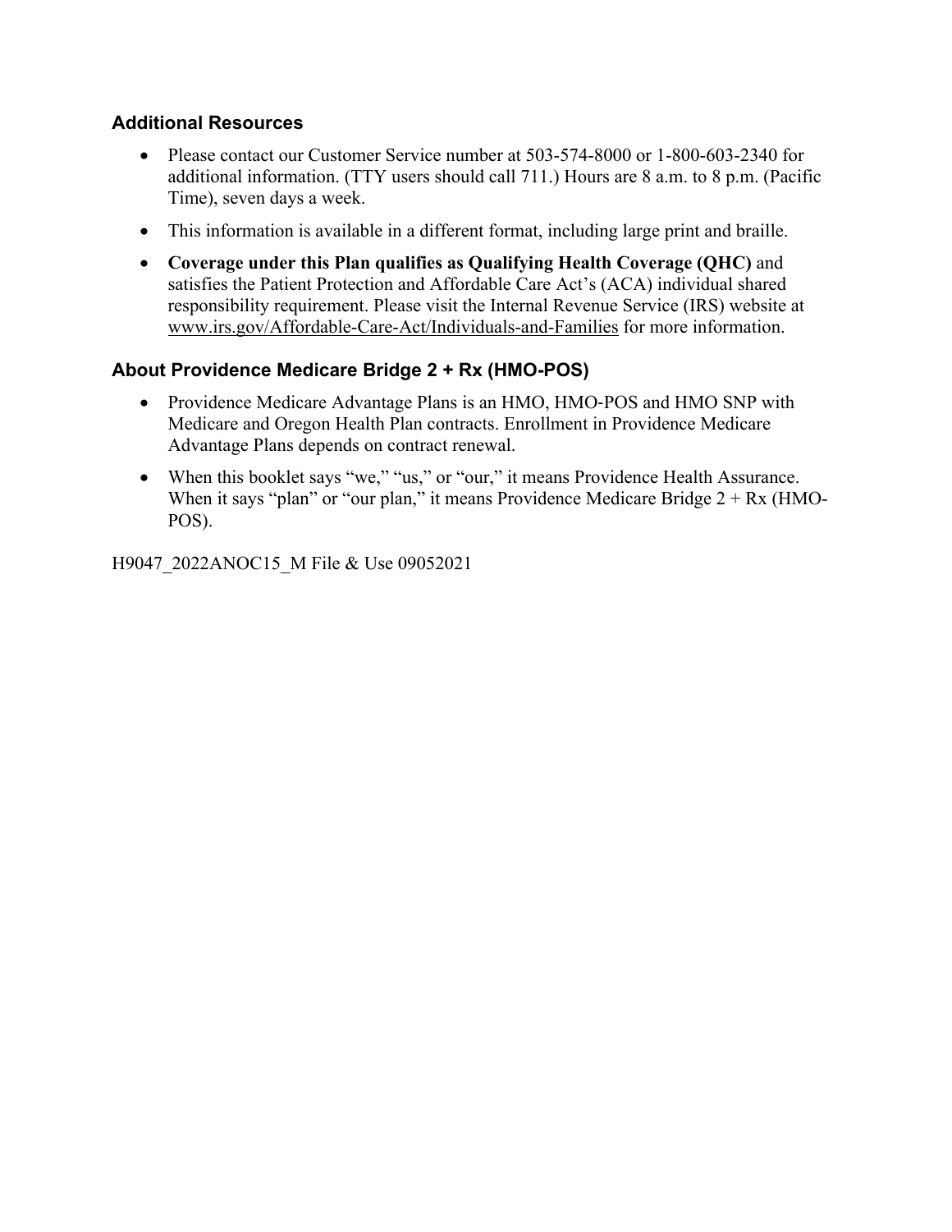### Additional Resources

- Please contact our Customer Service number at 503-574-8000 or 1-800-603-2340 for additional information. (TTY users should call 711.) Hours are 8 a.m. to 8 p.m. (Pacific Time), seven days a week.
- This information is available in a different format, including large print and braille.
- **Coverage under this Plan qualifies as Qualifying Health Coverage (QHC)** and satisfies the Patient Protection and Affordable Care Act's (ACA) individual shared responsibility requirement. Please visit the Internal Revenue Service (IRS) website at www.irs.gov/Affordable-Care-Act/Individuals-and-Families for more information.

### About Providence Medicare Bridge 2 + Rx (HMO-POS)

- Providence Medicare Advantage Plans is an HMO, HMO-POS and HMO SNP with Medicare and Oregon Health Plan contracts. Enrollment in Providence Medicare Advantage Plans depends on contract renewal.
- When this booklet says "we," "us," or "our," it means Providence Health Assurance. When it says "plan" or "our plan," it means Providence Medicare Bridge 2 + Rx (HMO-POS).

H9047_2022ANOC15_M File & Use 09052021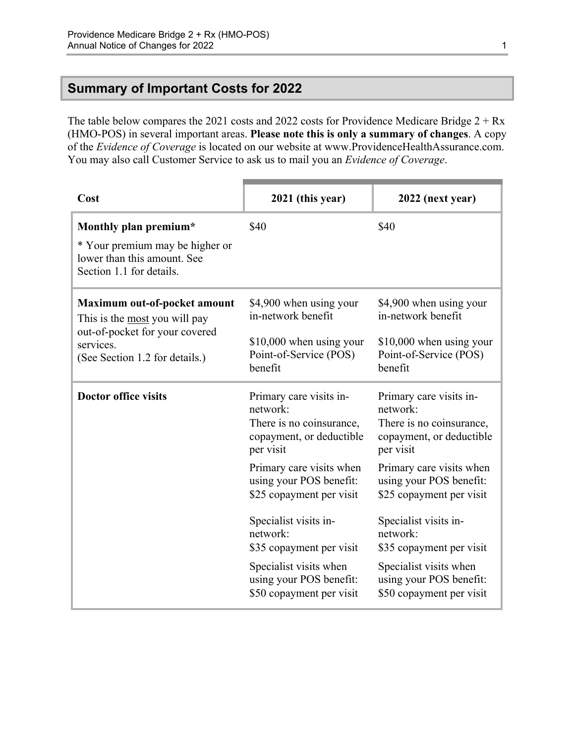## Summary of Important Costs for 2022

The table below compares the 2021 costs and 2022 costs for Providence Medicare Bridge 2 + Rx (HMO-POS) in several important areas. **Please note this is only a summary of changes**. A copy of the *Evidence of Coverage* is located on our website at www.ProvidenceHealthAssurance.com. You may also call Customer Service to ask us to mail you an *Evidence of Coverage*.

| Cost | 2021 (this year) | 2022 (next year) |
|---|---|---|
| **Monthly plan premium*** <br><br> * Your premium may be higher or lower than this amount. See Section 1.1 for details. | $40 | $40 |
| **Maximum out-of-pocket amount** <br> This is the most you will pay out-of-pocket for your covered services. <br> (See Section 1.2 for details.) | $4,900 when using your in-network benefit <br><br> $10,000 when using your Point-of-Service (POS) benefit | $4,900 when using your in-network benefit <br><br> $10,000 when using your Point-of-Service (POS) benefit |
| **Doctor office visits** | Primary care visits in-network: <br> There is no coinsurance, copayment, or deductible per visit <br><br> Primary care visits when using your POS benefit: <br> $25 copayment per visit <br><br> Specialist visits in-network: <br> $35 copayment per visit <br><br> Specialist visits when using your POS benefit: <br> $50 copayment per visit | Primary care visits in-network: <br> There is no coinsurance, copayment, or deductible per visit <br><br> Primary care visits when using your POS benefit: <br> $25 copayment per visit <br><br> Specialist visits in-network: <br> $35 copayment per visit <br><br> Specialist visits when using your POS benefit: <br> $50 copayment per visit |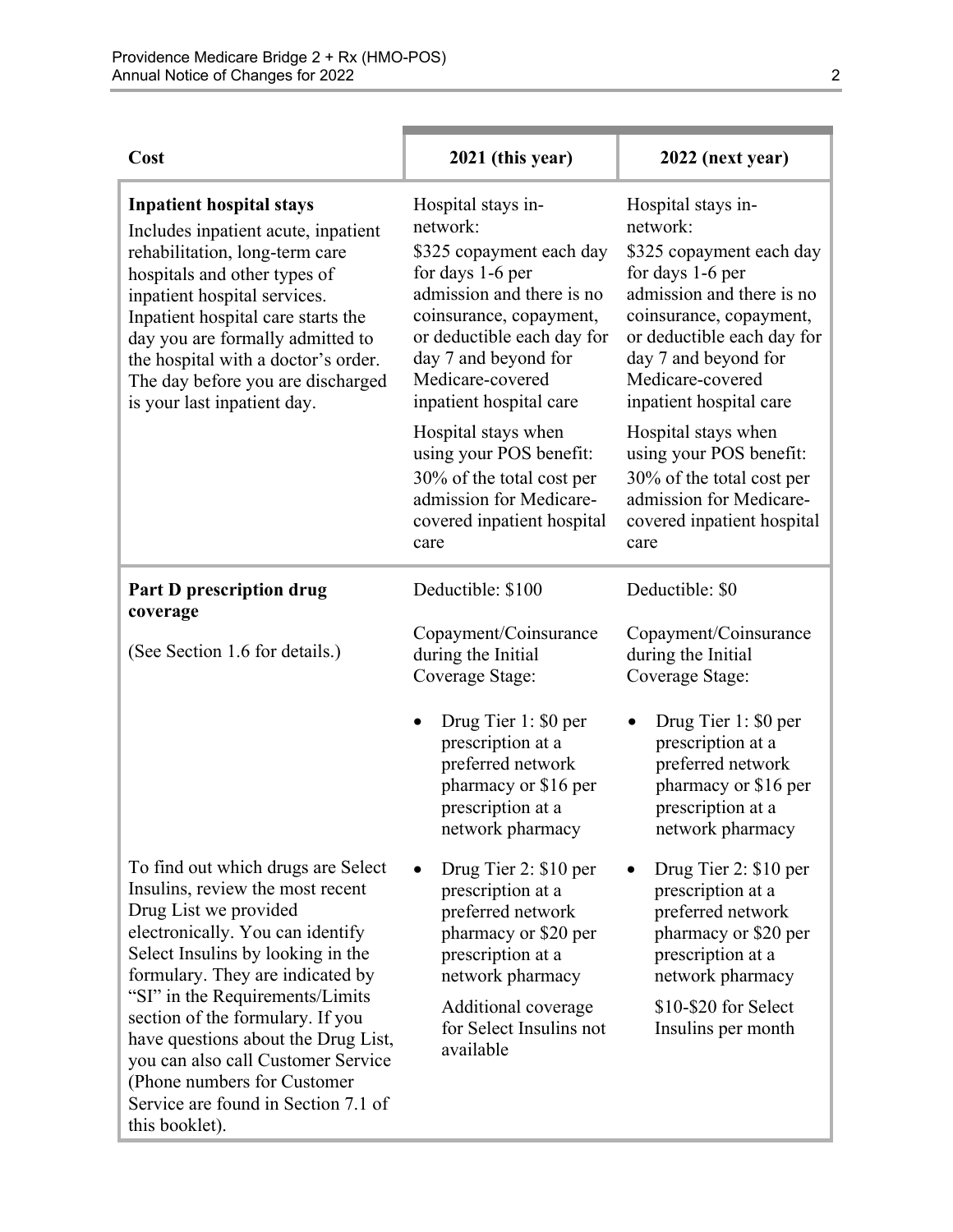| Cost | 2021 (this year) | 2022 (next year) |
|---|---|---|
| **Inpatient hospital stays**<br>Includes inpatient acute, inpatient rehabilitation, long-term care hospitals and other types of inpatient hospital services. Inpatient hospital care starts the day you are formally admitted to the hospital with a doctor's order. The day before you are discharged is your last inpatient day. | Hospital stays in-network:<br>$325 copayment each day for days 1-6 per admission and there is no coinsurance, copayment, or deductible each day for day 7 and beyond for Medicare-covered inpatient hospital care<br><br>Hospital stays when using your POS benefit:<br>30% of the total cost per admission for Medicare-covered inpatient hospital care | Hospital stays in-network:<br>$325 copayment each day for days 1-6 per admission and there is no coinsurance, copayment, or deductible each day for day 7 and beyond for Medicare-covered inpatient hospital care<br><br>Hospital stays when using your POS benefit:<br>30% of the total cost per admission for Medicare-covered inpatient hospital care |
| **Part D prescription drug coverage**<br><br>(See Section 1.6 for details.)<br><br>To find out which drugs are Select Insulins, review the most recent Drug List we provided electronically. You can identify Select Insulins by looking in the formulary. They are indicated by "SI" in the Requirements/Limits section of the formulary. If you have questions about the Drug List, you can also call Customer Service (Phone numbers for Customer Service are found in Section 7.1 of this booklet). | Deductible: $100<br><br>Copayment/Coinsurance during the Initial Coverage Stage:<br><br>• Drug Tier 1: $0 per prescription at a preferred network pharmacy or $16 per prescription at a network pharmacy<br>• Drug Tier 2: $10 per prescription at a preferred network pharmacy or $20 per prescription at a network pharmacy<br>Additional coverage for Select Insulins not available | Deductible: $0<br><br>Copayment/Coinsurance during the Initial Coverage Stage:<br><br>• Drug Tier 1: $0 per prescription at a preferred network pharmacy or $16 per prescription at a network pharmacy<br>• Drug Tier 2: $10 per prescription at a preferred network pharmacy or $20 per prescription at a network pharmacy<br>$10-$20 for Select Insulins per month |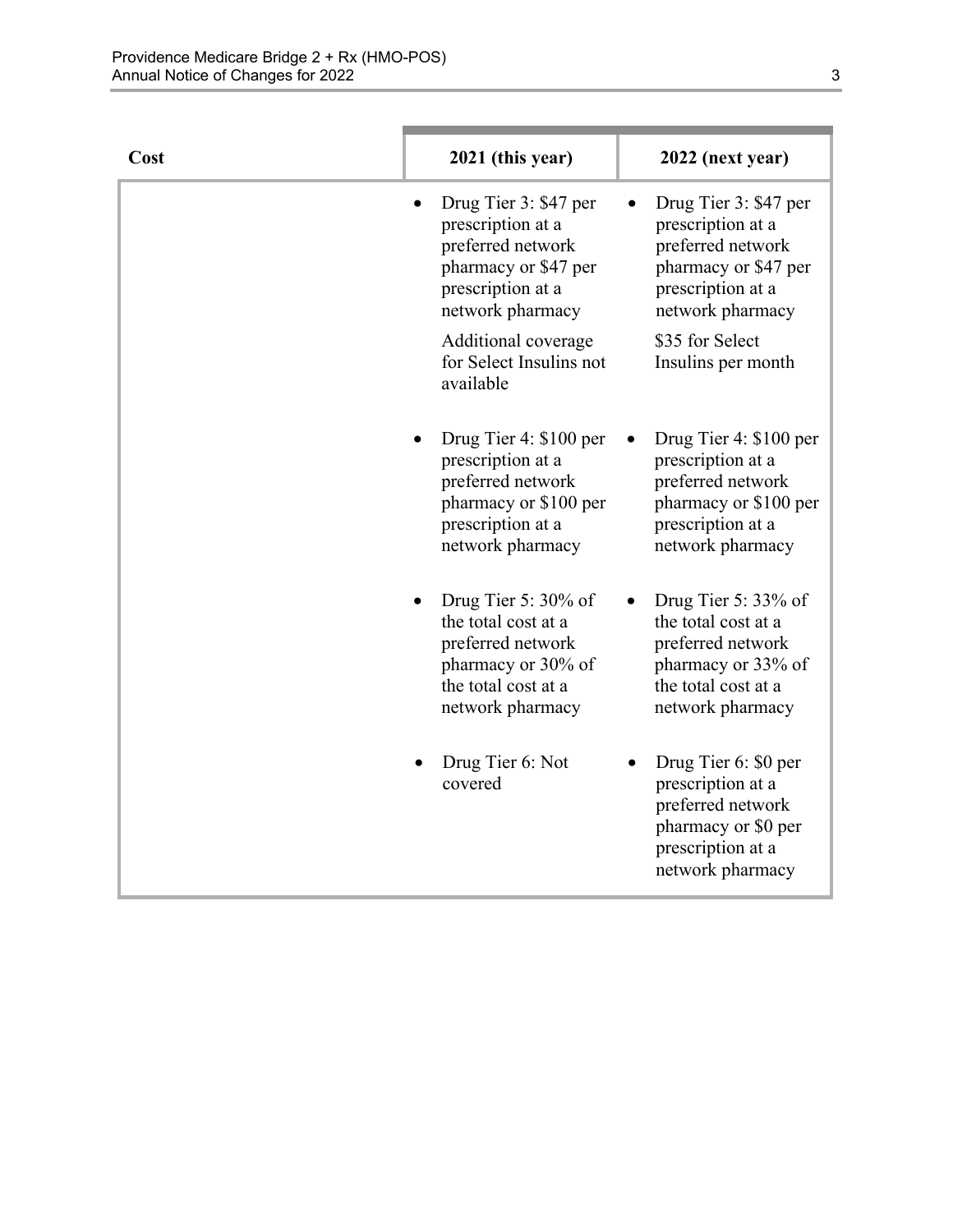| Cost | 2021 (this year) | 2022 (next year) |
| --- | --- | --- |
| | • Drug Tier 3: $47 per prescription at a preferred network pharmacy or $47 per prescription at a network pharmacy<br><br>Additional coverage for Select Insulins not available | • Drug Tier 3: $47 per prescription at a preferred network pharmacy or $47 per prescription at a network pharmacy<br><br>$35 for Select Insulins per month |
| | • Drug Tier 4: $100 per prescription at a preferred network pharmacy or $100 per prescription at a network pharmacy | • Drug Tier 4: $100 per prescription at a preferred network pharmacy or $100 per prescription at a network pharmacy |
| | • Drug Tier 5: 30% of the total cost at a preferred network pharmacy or 30% of the total cost at a network pharmacy | • Drug Tier 5: 33% of the total cost at a preferred network pharmacy or 33% of the total cost at a network pharmacy |
| | • Drug Tier 6: Not covered | • Drug Tier 6: $0 per prescription at a preferred network pharmacy or $0 per prescription at a network pharmacy |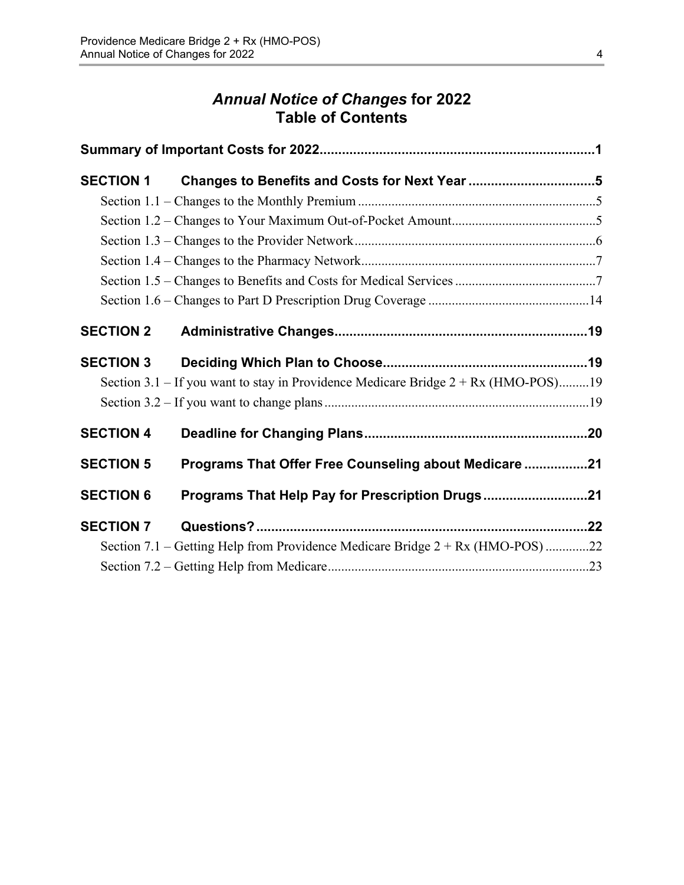# *Annual Notice of Changes* for 2022
# Table of Contents

**Summary of Important Costs for 2022** .......................................................................... 1

**SECTION 1 Changes to Benefits and Costs for Next Year** ................................... 5

Section 1.1 – Changes to the Monthly Premium ........................................................................ 5

Section 1.2 – Changes to Your Maximum Out-of-Pocket Amount ............................................. 5

Section 1.3 – Changes to the Provider Network ......................................................................... 6

Section 1.4 – Changes to the Pharmacy Network ....................................................................... 7

Section 1.5 – Changes to Benefits and Costs for Medical Services ............................................ 7

Section 1.6 – Changes to Part D Prescription Drug Coverage ................................................. 14

**SECTION 2 Administrative Changes** .................................................................... 19

**SECTION 3 Deciding Which Plan to Choose** ....................................................... 19

Section 3.1 – If you want to stay in Providence Medicare Bridge 2 + Rx (HMO-POS) ......... 19

Section 3.2 – If you want to change plans ................................................................................ 19

**SECTION 4 Deadline for Changing Plans** ............................................................ 20

**SECTION 5 Programs That Offer Free Counseling about Medicare** ................. 21

**SECTION 6 Programs That Help Pay for Prescription Drugs** ............................ 21

**SECTION 7 Questions?** ......................................................................................... 22

Section 7.1 – Getting Help from Providence Medicare Bridge 2 + Rx (HMO-POS) ............. 22

Section 7.2 – Getting Help from Medicare ............................................................................... 23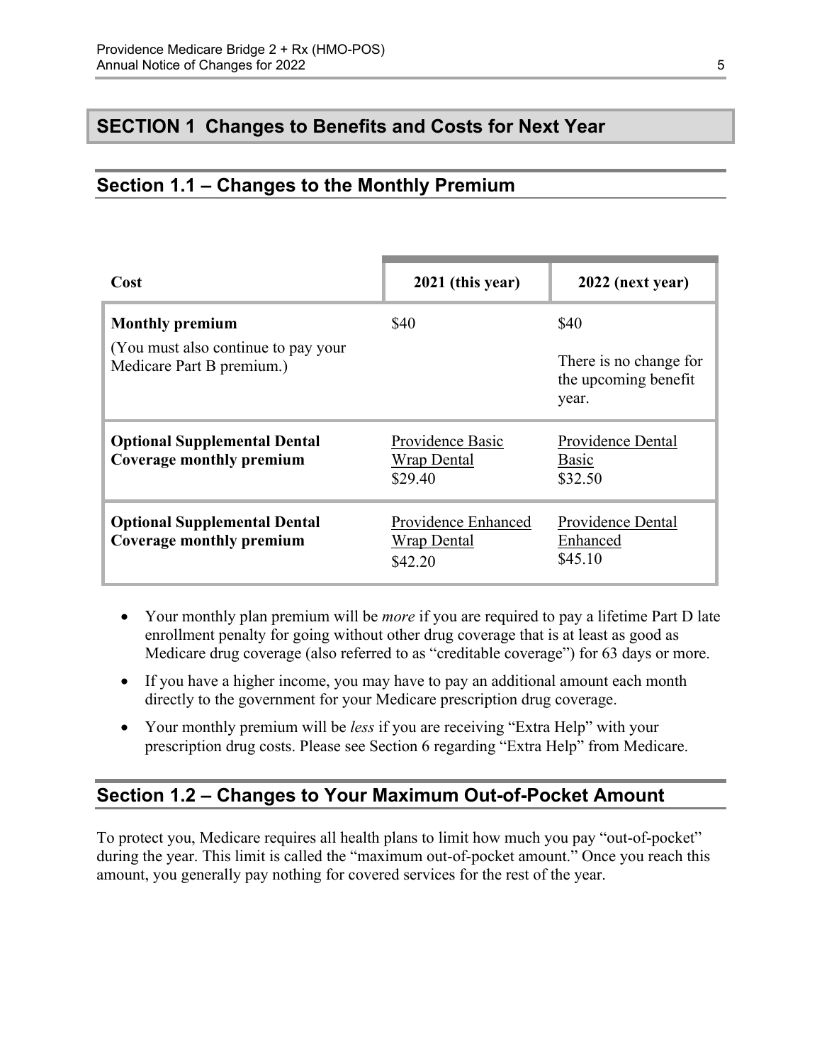## SECTION 1 Changes to Benefits and Costs for Next Year

### Section 1.1 – Changes to the Monthly Premium

| Cost | 2021 (this year) | 2022 (next year) |
|---|---|---|
| **Monthly premium**<br>(You must also continue to pay your Medicare Part B premium.) | $40 | $40<br>There is no change for the upcoming benefit year. |
| **Optional Supplemental Dental Coverage monthly premium** | Providence Basic Wrap Dental<br>$29.40 | Providence Dental Basic<br>$32.50 |
| **Optional Supplemental Dental Coverage monthly premium** | Providence Enhanced Wrap Dental<br>$42.20 | Providence Dental Enhanced<br>$45.10 |

- Your monthly plan premium will be *more* if you are required to pay a lifetime Part D late enrollment penalty for going without other drug coverage that is at least as good as Medicare drug coverage (also referred to as "creditable coverage") for 63 days or more.
- If you have a higher income, you may have to pay an additional amount each month directly to the government for your Medicare prescription drug coverage.
- Your monthly premium will be *less* if you are receiving "Extra Help" with your prescription drug costs. Please see Section 6 regarding "Extra Help" from Medicare.

### Section 1.2 – Changes to Your Maximum Out-of-Pocket Amount

To protect you, Medicare requires all health plans to limit how much you pay "out-of-pocket" during the year. This limit is called the "maximum out-of-pocket amount." Once you reach this amount, you generally pay nothing for covered services for the rest of the year.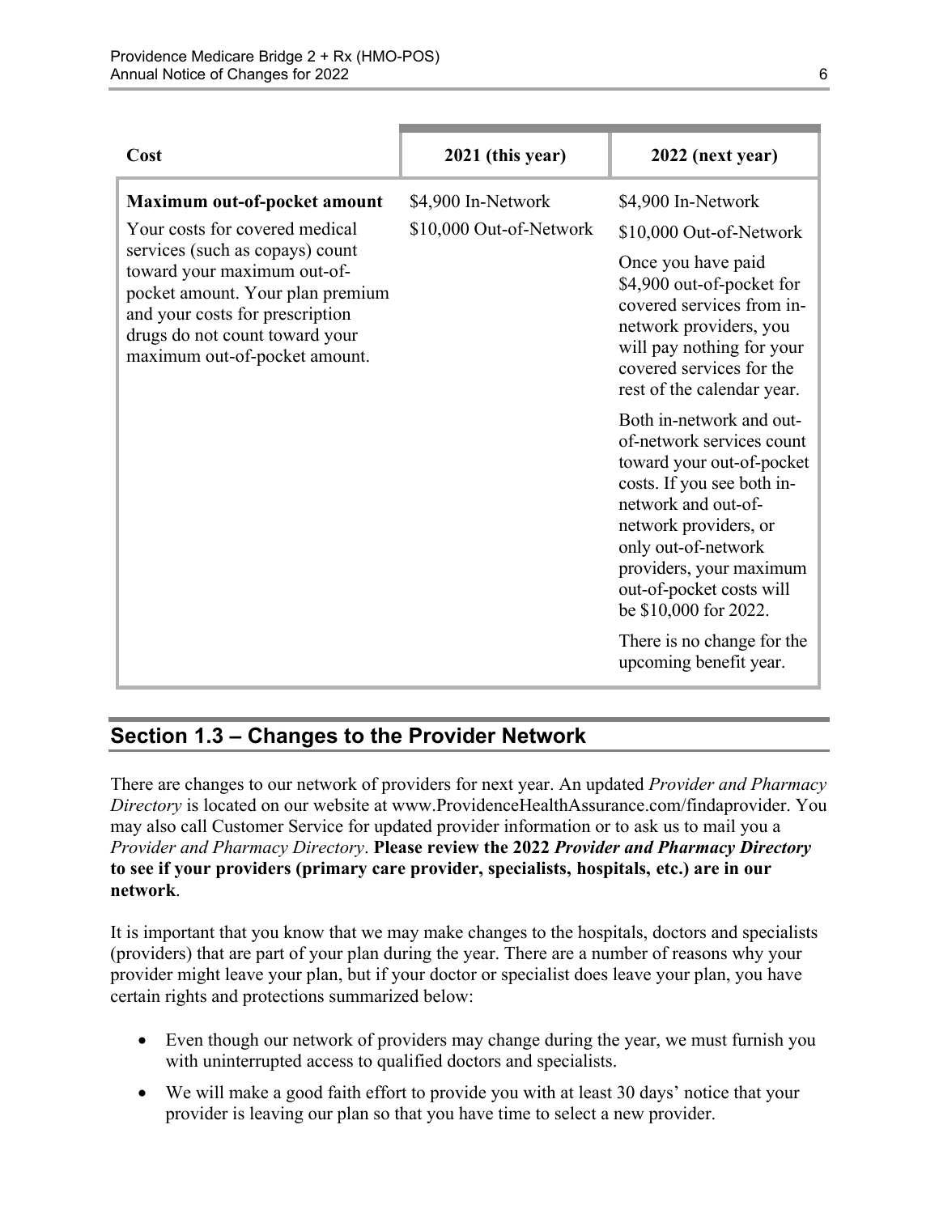| Cost | 2021 (this year) | 2022 (next year) |
| --- | --- | --- |
| **Maximum out-of-pocket amount**<br><br>Your costs for covered medical services (such as copays) count toward your maximum out-of-pocket amount. Your plan premium and your costs for prescription drugs do not count toward your maximum out-of-pocket amount. | $4,900 In-Network<br><br>$10,000 Out-of-Network | $4,900 In-Network<br><br>$10,000 Out-of-Network<br><br>Once you have paid $4,900 out-of-pocket for covered services from in-network providers, you will pay nothing for your covered services for the rest of the calendar year.<br><br>Both in-network and out-of-network services count toward your out-of-pocket costs. If you see both in-network and out-of-network providers, or only out-of-network providers, your maximum out-of-pocket costs will be $10,000 for 2022.<br><br>There is no change for the upcoming benefit year. |

## Section 1.3 – Changes to the Provider Network

There are changes to our network of providers for next year. An updated *Provider and Pharmacy Directory* is located on our website at www.ProvidenceHealthAssurance.com/findaprovider. You may also call Customer Service for updated provider information or to ask us to mail you a *Provider and Pharmacy Directory*. **Please review the 2022 *Provider and Pharmacy Directory* to see if your providers (primary care provider, specialists, hospitals, etc.) are in our network**.

It is important that you know that we may make changes to the hospitals, doctors and specialists (providers) that are part of your plan during the year. There are a number of reasons why your provider might leave your plan, but if your doctor or specialist does leave your plan, you have certain rights and protections summarized below:

- Even though our network of providers may change during the year, we must furnish you with uninterrupted access to qualified doctors and specialists.
- We will make a good faith effort to provide you with at least 30 days' notice that your provider is leaving our plan so that you have time to select a new provider.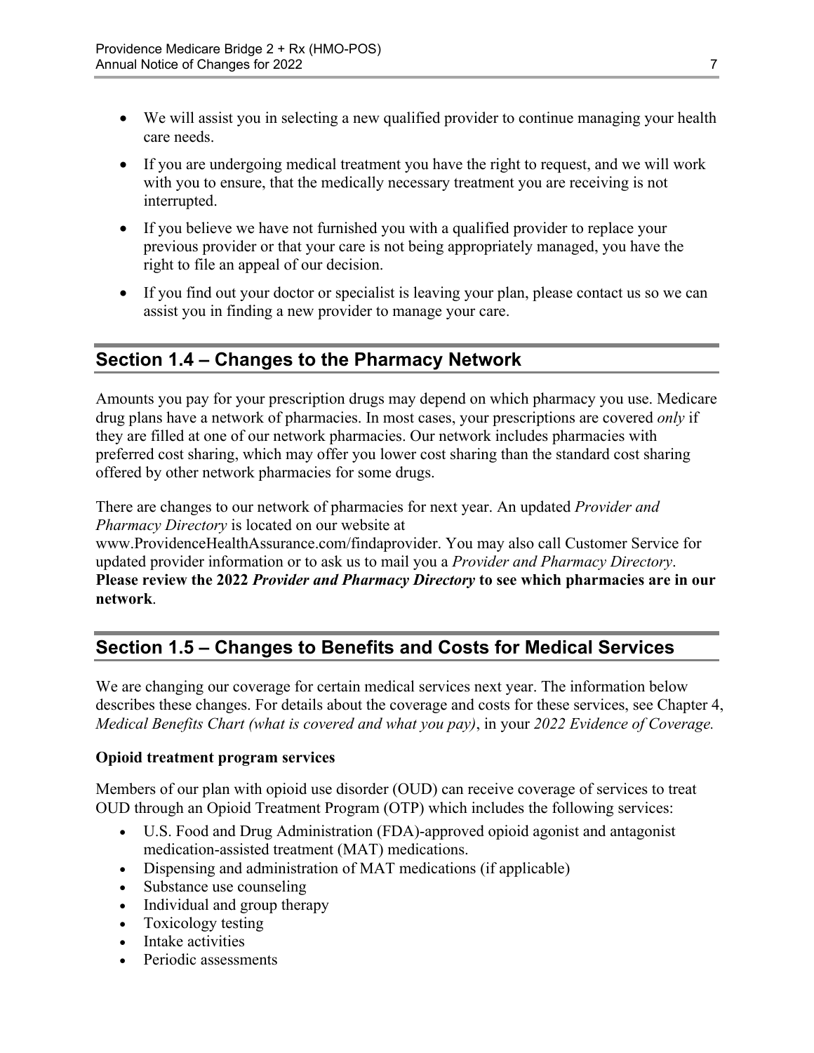- We will assist you in selecting a new qualified provider to continue managing your health care needs.
- If you are undergoing medical treatment you have the right to request, and we will work with you to ensure, that the medically necessary treatment you are receiving is not interrupted.
- If you believe we have not furnished you with a qualified provider to replace your previous provider or that your care is not being appropriately managed, you have the right to file an appeal of our decision.
- If you find out your doctor or specialist is leaving your plan, please contact us so we can assist you in finding a new provider to manage your care.

## Section 1.4 – Changes to the Pharmacy Network

Amounts you pay for your prescription drugs may depend on which pharmacy you use. Medicare drug plans have a network of pharmacies. In most cases, your prescriptions are covered *only* if they are filled at one of our network pharmacies. Our network includes pharmacies with preferred cost sharing, which may offer you lower cost sharing than the standard cost sharing offered by other network pharmacies for some drugs.

There are changes to our network of pharmacies for next year. An updated *Provider and Pharmacy Directory* is located on our website at www.ProvidenceHealthAssurance.com/findaprovider. You may also call Customer Service for updated provider information or to ask us to mail you a *Provider and Pharmacy Directory*. **Please review the 2022 *Provider and Pharmacy Directory* to see which pharmacies are in our network**.

## Section 1.5 – Changes to Benefits and Costs for Medical Services

We are changing our coverage for certain medical services next year. The information below describes these changes. For details about the coverage and costs for these services, see Chapter 4, *Medical Benefits Chart (what is covered and what you pay)*, in your *2022 Evidence of Coverage.*

**Opioid treatment program services**

Members of our plan with opioid use disorder (OUD) can receive coverage of services to treat OUD through an Opioid Treatment Program (OTP) which includes the following services:

- U.S. Food and Drug Administration (FDA)-approved opioid agonist and antagonist medication-assisted treatment (MAT) medications.
- Dispensing and administration of MAT medications (if applicable)
- Substance use counseling
- Individual and group therapy
- Toxicology testing
- Intake activities
- Periodic assessments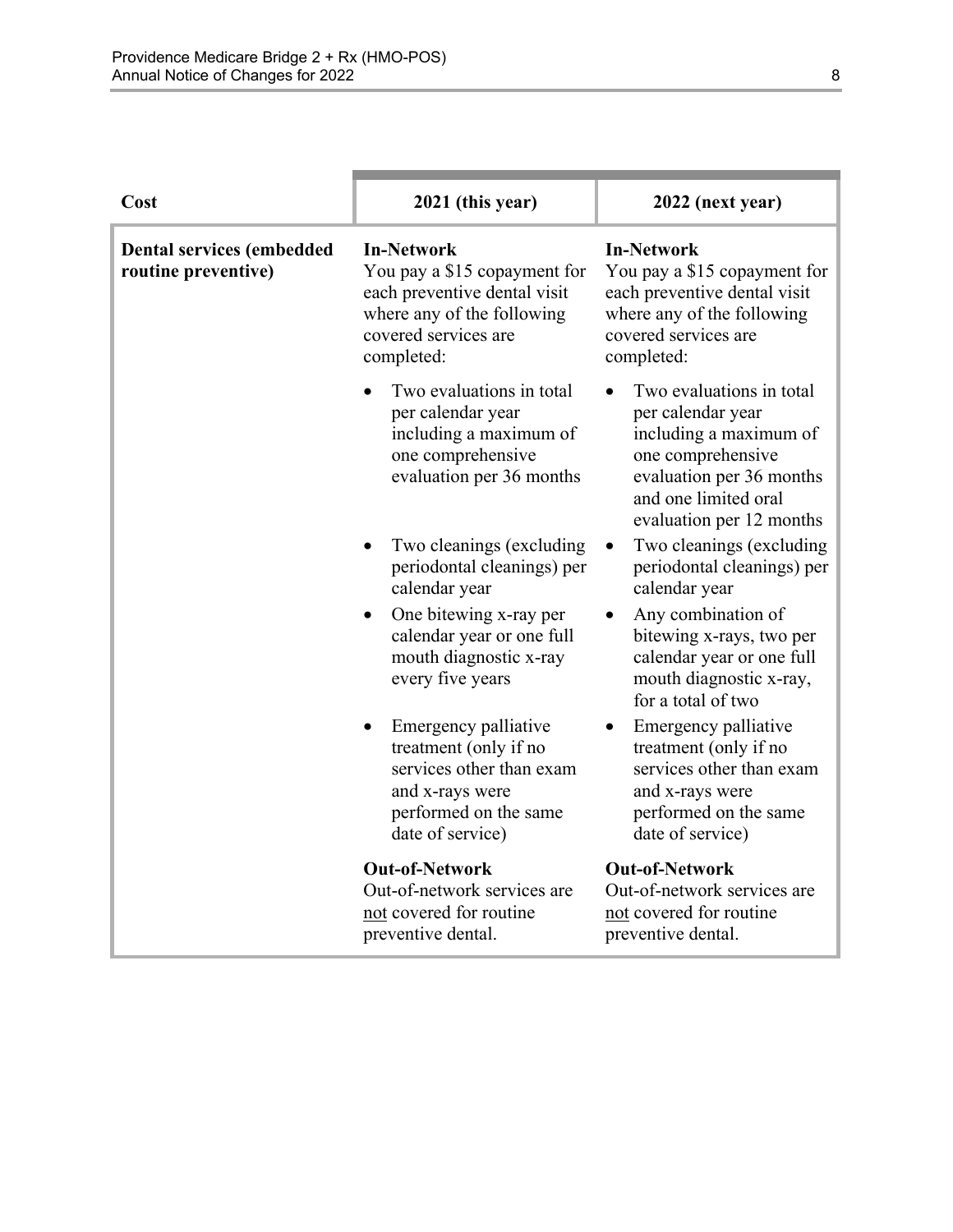| Cost | 2021 (this year) | 2022 (next year) |
|---|---|---|
| **Dental services (embedded routine preventive)** | **In-Network**<br>You pay a $15 copayment for each preventive dental visit where any of the following covered services are completed:<br>• Two evaluations in total per calendar year including a maximum of one comprehensive evaluation per 36 months<br>• Two cleanings (excluding periodontal cleanings) per calendar year<br>• One bitewing x-ray per calendar year or one full mouth diagnostic x-ray every five years<br>• Emergency palliative treatment (only if no services other than exam and x-rays were performed on the same date of service)<br><br>**Out-of-Network**<br>Out-of-network services are not covered for routine preventive dental. | **In-Network**<br>You pay a $15 copayment for each preventive dental visit where any of the following covered services are completed:<br>• Two evaluations in total per calendar year including a maximum of one comprehensive evaluation per 36 months and one limited oral evaluation per 12 months<br>• Two cleanings (excluding periodontal cleanings) per calendar year<br>• Any combination of bitewing x-rays, two per calendar year or one full mouth diagnostic x-ray, for a total of two<br>• Emergency palliative treatment (only if no services other than exam and x-rays were performed on the same date of service)<br><br>**Out-of-Network**<br>Out-of-network services are not covered for routine preventive dental. |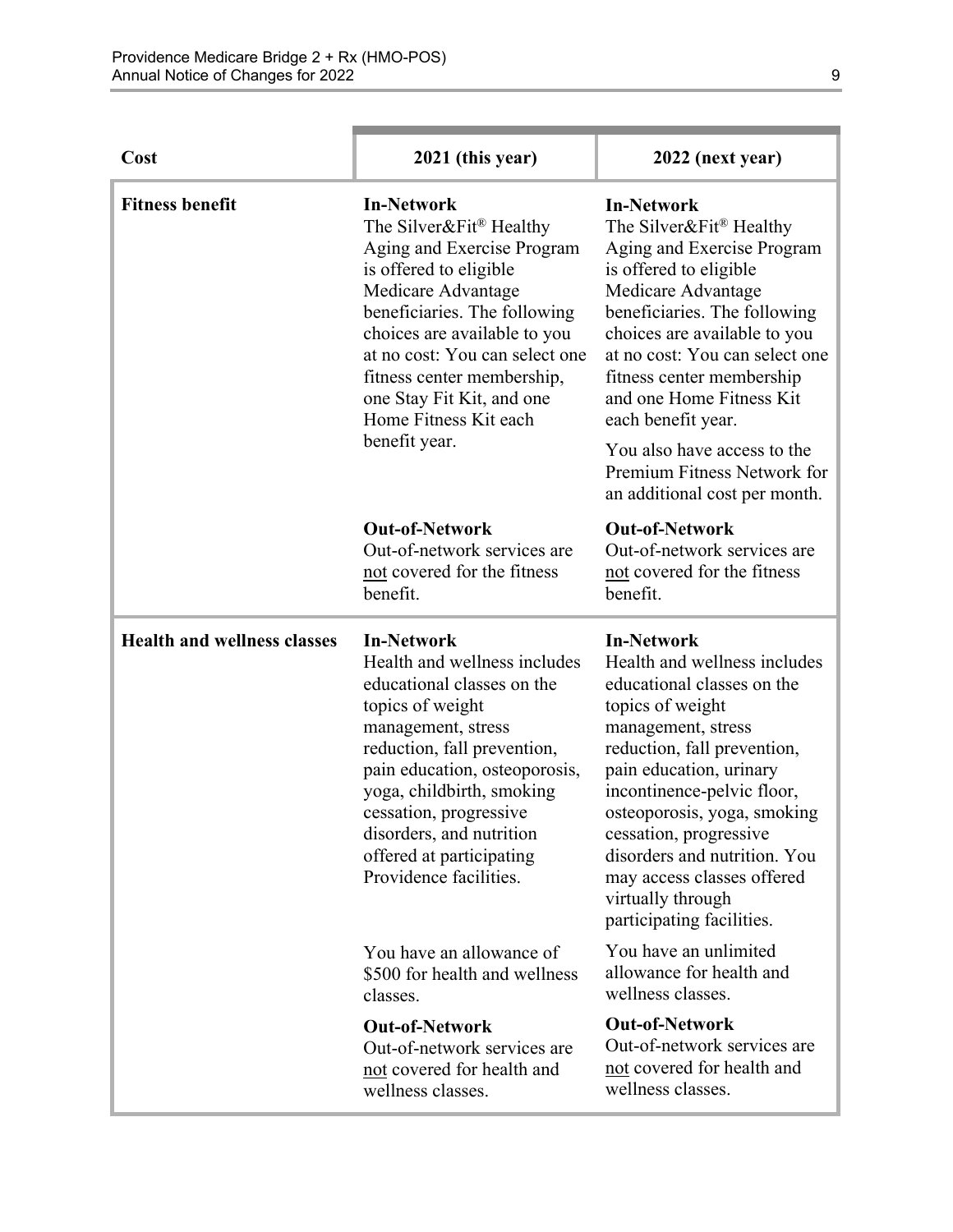| Cost | 2021 (this year) | 2022 (next year) |
|---|---|---|
| **Fitness benefit** | **In-Network**<br>The Silver&Fit® Healthy Aging and Exercise Program is offered to eligible Medicare Advantage beneficiaries. The following choices are available to you at no cost: You can select one fitness center membership, one Stay Fit Kit, and one Home Fitness Kit each benefit year.<br><br>**Out-of-Network**<br>Out-of-network services are not covered for the fitness benefit. | **In-Network**<br>The Silver&Fit® Healthy Aging and Exercise Program is offered to eligible Medicare Advantage beneficiaries. The following choices are available to you at no cost: You can select one fitness center membership and one Home Fitness Kit each benefit year.<br><br>You also have access to the Premium Fitness Network for an additional cost per month.<br><br>**Out-of-Network**<br>Out-of-network services are not covered for the fitness benefit. |
| **Health and wellness classes** | **In-Network**<br>Health and wellness includes educational classes on the topics of weight management, stress reduction, fall prevention, pain education, osteoporosis, yoga, childbirth, smoking cessation, progressive disorders, and nutrition offered at participating Providence facilities.<br><br>You have an allowance of $500 for health and wellness classes.<br><br>**Out-of-Network**<br>Out-of-network services are not covered for health and wellness classes. | **In-Network**<br>Health and wellness includes educational classes on the topics of weight management, stress reduction, fall prevention, pain education, urinary incontinence-pelvic floor, osteoporosis, yoga, smoking cessation, progressive disorders and nutrition. You may access classes offered virtually through participating facilities.<br><br>You have an unlimited allowance for health and wellness classes.<br><br>**Out-of-Network**<br>Out-of-network services are not covered for health and wellness classes. |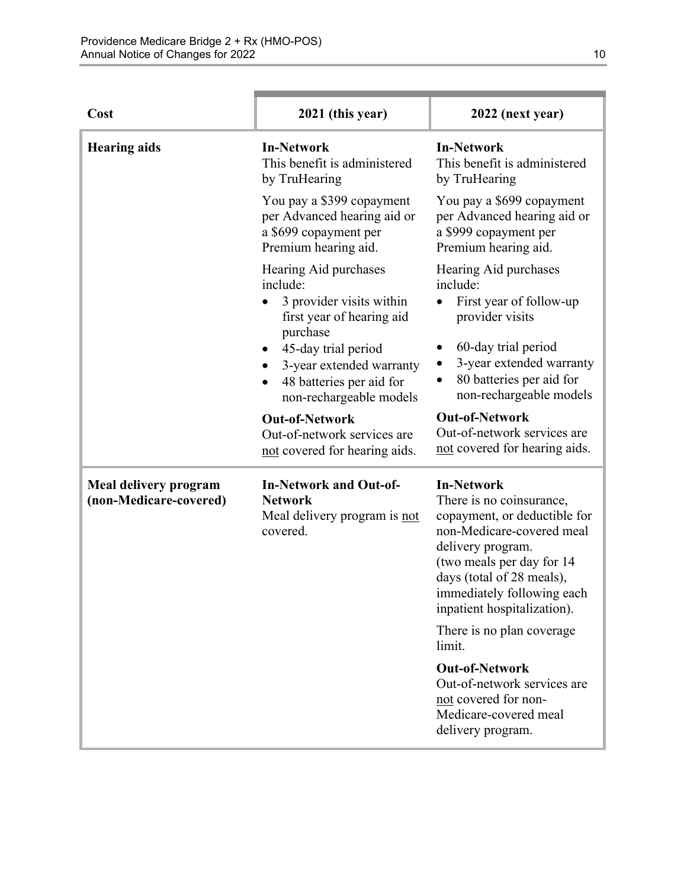| Cost | 2021 (this year) | 2022 (next year) |
|---|---|---|
| **Hearing aids** | **In-Network**<br>This benefit is administered by TruHearing<br><br>You pay a $399 copayment per Advanced hearing aid or a $699 copayment per Premium hearing aid.<br><br>Hearing Aid purchases include:<br>• 3 provider visits within first year of hearing aid purchase<br>• 45-day trial period<br>• 3-year extended warranty<br>• 48 batteries per aid for non-rechargeable models<br><br>**Out-of-Network**<br>Out-of-network services are <u>not</u> covered for hearing aids. | **In-Network**<br>This benefit is administered by TruHearing<br><br>You pay a $699 copayment per Advanced hearing aid or a $999 copayment per Premium hearing aid.<br><br>Hearing Aid purchases include:<br>• First year of follow-up provider visits<br>• 60-day trial period<br>• 3-year extended warranty<br>• 80 batteries per aid for non-rechargeable models<br><br>**Out-of-Network**<br>Out-of-network services are <u>not</u> covered for hearing aids. |
| **Meal delivery program (non-Medicare-covered)** | **In-Network and Out-of-Network**<br>Meal delivery program is <u>not</u> covered. | **In-Network**<br>There is no coinsurance, copayment, or deductible for non-Medicare-covered meal delivery program.<br>(two meals per day for 14 days (total of 28 meals), immediately following each inpatient hospitalization).<br><br>There is no plan coverage limit.<br><br>**Out-of-Network**<br>Out-of-network services are <u>not</u> covered for non-Medicare-covered meal delivery program. |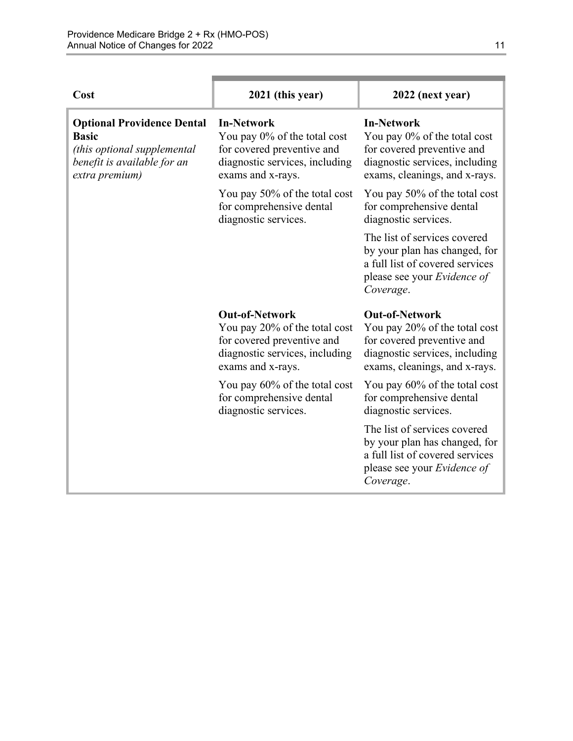| Cost | 2021 (this year) | 2022 (next year) |
|---|---|---|
| **Optional Providence Dental Basic** *(this optional supplemental benefit is available for an extra premium)* | **In-Network** You pay 0% of the total cost for covered preventive and diagnostic services, including exams and x-rays. You pay 50% of the total cost for comprehensive dental diagnostic services. | **In-Network** You pay 0% of the total cost for covered preventive and diagnostic services, including exams, cleanings, and x-rays. You pay 50% of the total cost for comprehensive dental diagnostic services. The list of services covered by your plan has changed, for a full list of covered services please see your *Evidence of Coverage*. |
| | **Out-of-Network** You pay 20% of the total cost for covered preventive and diagnostic services, including exams and x-rays. You pay 60% of the total cost for comprehensive dental diagnostic services. | **Out-of-Network** You pay 20% of the total cost for covered preventive and diagnostic services, including exams, cleanings, and x-rays. You pay 60% of the total cost for comprehensive dental diagnostic services. The list of services covered by your plan has changed, for a full list of covered services please see your *Evidence of Coverage*. |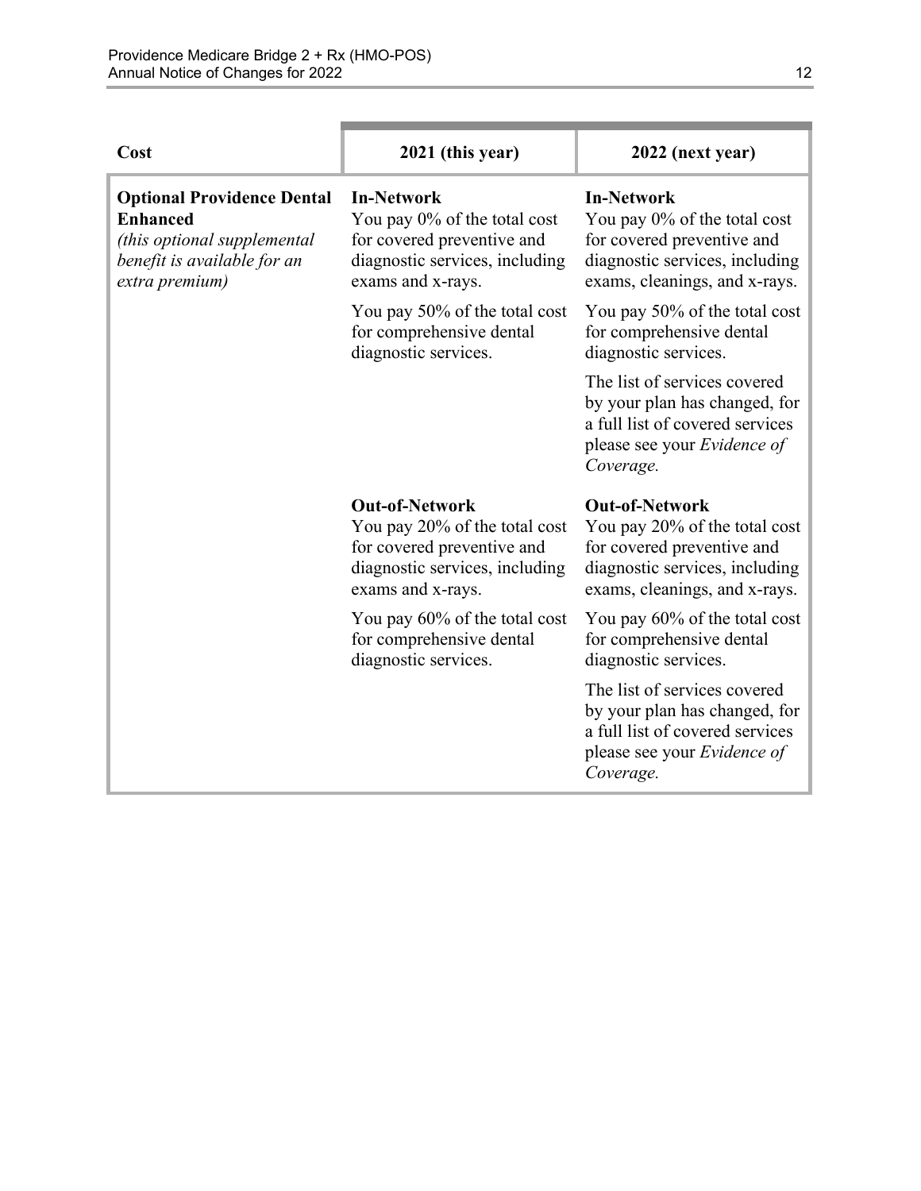| Cost | 2021 (this year) | 2022 (next year) |
| --- | --- | --- |
| **Optional Providence Dental Enhanced** *(this optional supplemental benefit is available for an extra premium)* | **In-Network** You pay 0% of the total cost for covered preventive and diagnostic services, including exams and x-rays. You pay 50% of the total cost for comprehensive dental diagnostic services. | **In-Network** You pay 0% of the total cost for covered preventive and diagnostic services, including exams, cleanings, and x-rays. You pay 50% of the total cost for comprehensive dental diagnostic services. The list of services covered by your plan has changed, for a full list of covered services please see your *Evidence of Coverage.* |
| | **Out-of-Network** You pay 20% of the total cost for covered preventive and diagnostic services, including exams and x-rays. You pay 60% of the total cost for comprehensive dental diagnostic services. | **Out-of-Network** You pay 20% of the total cost for covered preventive and diagnostic services, including exams, cleanings, and x-rays. You pay 60% of the total cost for comprehensive dental diagnostic services. The list of services covered by your plan has changed, for a full list of covered services please see your *Evidence of Coverage.* |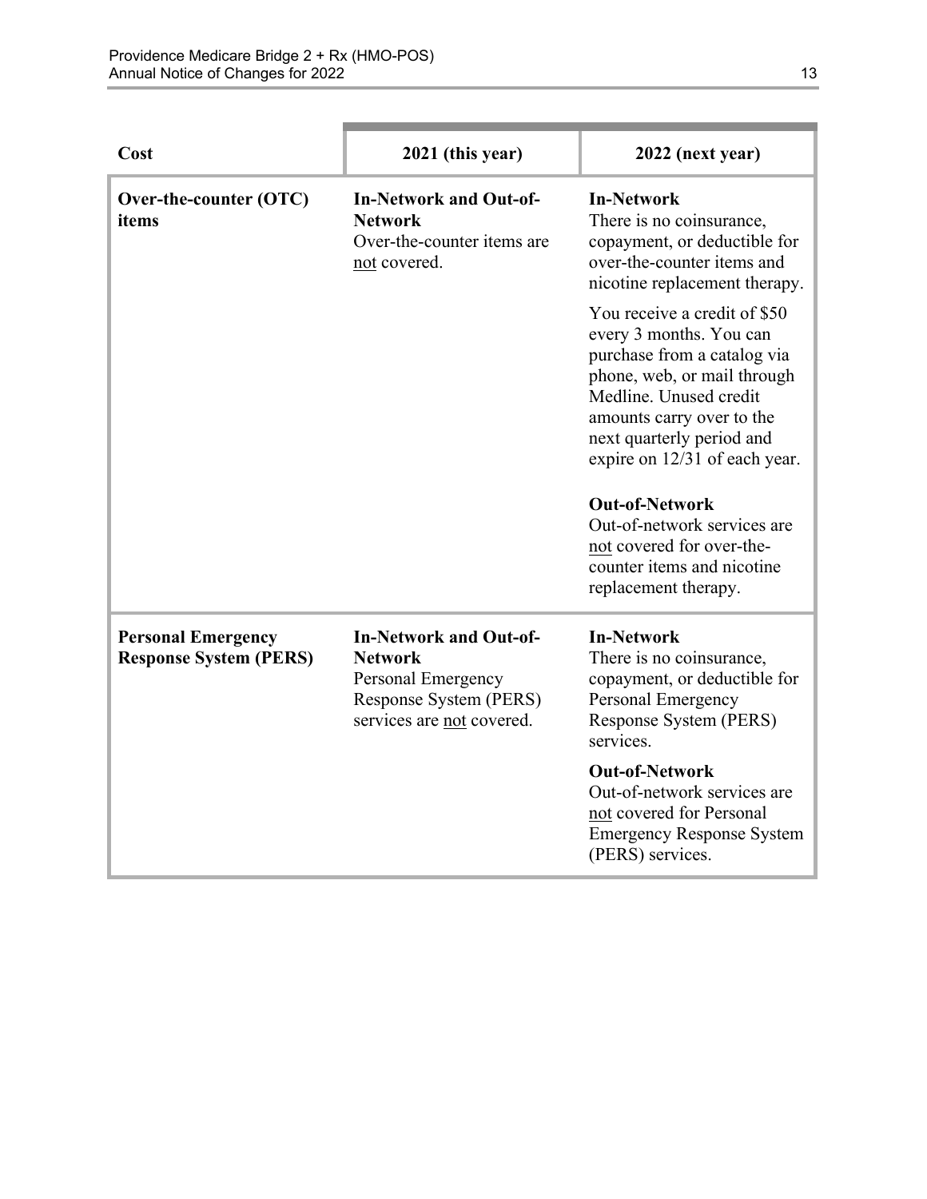| Cost | 2021 (this year) | 2022 (next year) |
|---|---|---|
| **Over-the-counter (OTC) items** | **In-Network and Out-of-Network**<br>Over-the-counter items are not covered. | **In-Network**<br>There is no coinsurance, copayment, or deductible for over-the-counter items and nicotine replacement therapy.<br><br>You receive a credit of $50 every 3 months. You can purchase from a catalog via phone, web, or mail through Medline. Unused credit amounts carry over to the next quarterly period and expire on 12/31 of each year.<br><br>**Out-of-Network**<br>Out-of-network services are not covered for over-the-counter items and nicotine replacement therapy. |
| **Personal Emergency Response System (PERS)** | **In-Network and Out-of-Network**<br>Personal Emergency Response System (PERS) services are not covered. | **In-Network**<br>There is no coinsurance, copayment, or deductible for Personal Emergency Response System (PERS) services.<br><br>**Out-of-Network**<br>Out-of-network services are not covered for Personal Emergency Response System (PERS) services. |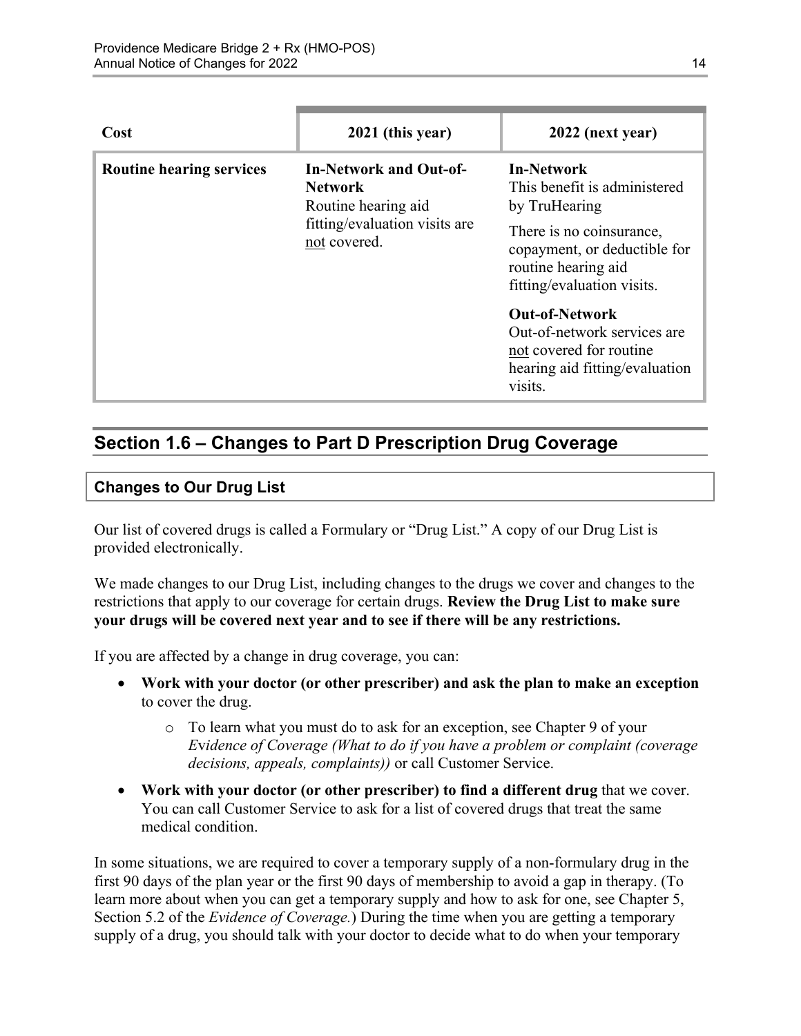| Cost | 2021 (this year) | 2022 (next year) |
|---|---|---|
| **Routine hearing services** | **In-Network and Out-of-Network**<br>Routine hearing aid fitting/evaluation visits are not covered. | **In-Network**<br>This benefit is administered by TruHearing<br>There is no coinsurance, copayment, or deductible for routine hearing aid fitting/evaluation visits.<br>**Out-of-Network**<br>Out-of-network services are not covered for routine hearing aid fitting/evaluation visits. |

## Section 1.6 – Changes to Part D Prescription Drug Coverage

### Changes to Our Drug List

Our list of covered drugs is called a Formulary or "Drug List." A copy of our Drug List is provided electronically.

We made changes to our Drug List, including changes to the drugs we cover and changes to the restrictions that apply to our coverage for certain drugs. **Review the Drug List to make sure your drugs will be covered next year and to see if there will be any restrictions.**

If you are affected by a change in drug coverage, you can:

- **Work with your doctor (or other prescriber) and ask the plan to make an exception** to cover the drug.
  - To learn what you must do to ask for an exception, see Chapter 9 of your *Evidence of Coverage (What to do if you have a problem or complaint (coverage decisions, appeals, complaints))* or call Customer Service.
- **Work with your doctor (or other prescriber) to find a different drug** that we cover. You can call Customer Service to ask for a list of covered drugs that treat the same medical condition.

In some situations, we are required to cover a temporary supply of a non-formulary drug in the first 90 days of the plan year or the first 90 days of membership to avoid a gap in therapy. (To learn more about when you can get a temporary supply and how to ask for one, see Chapter 5, Section 5.2 of the *Evidence of Coverage.*) During the time when you are getting a temporary supply of a drug, you should talk with your doctor to decide what to do when your temporary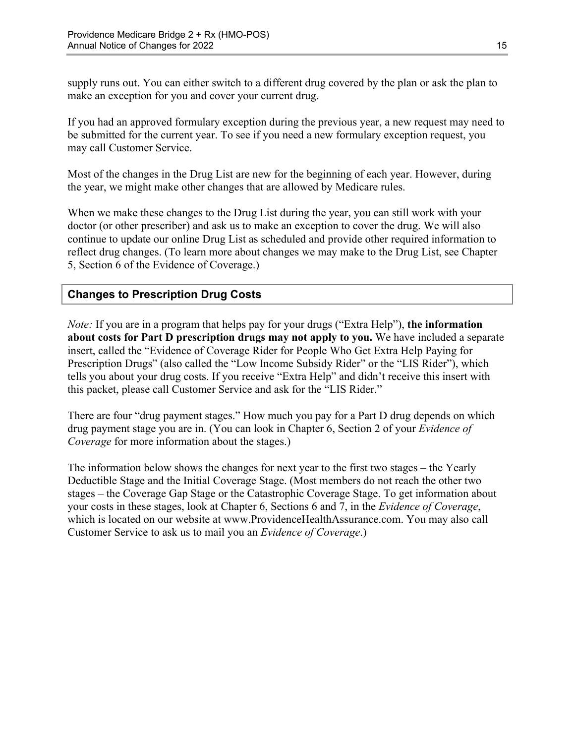supply runs out. You can either switch to a different drug covered by the plan or ask the plan to make an exception for you and cover your current drug.

If you had an approved formulary exception during the previous year, a new request may need to be submitted for the current year. To see if you need a new formulary exception request, you may call Customer Service.

Most of the changes in the Drug List are new for the beginning of each year. However, during the year, we might make other changes that are allowed by Medicare rules.

When we make these changes to the Drug List during the year, you can still work with your doctor (or other prescriber) and ask us to make an exception to cover the drug. We will also continue to update our online Drug List as scheduled and provide other required information to reflect drug changes. (To learn more about changes we may make to the Drug List, see Chapter 5, Section 6 of the Evidence of Coverage.)

### Changes to Prescription Drug Costs

*Note:* If you are in a program that helps pay for your drugs ("Extra Help"), **the information about costs for Part D prescription drugs may not apply to you.** We have included a separate insert, called the "Evidence of Coverage Rider for People Who Get Extra Help Paying for Prescription Drugs" (also called the "Low Income Subsidy Rider" or the "LIS Rider"), which tells you about your drug costs. If you receive "Extra Help" and didn't receive this insert with this packet, please call Customer Service and ask for the "LIS Rider."

There are four "drug payment stages." How much you pay for a Part D drug depends on which drug payment stage you are in. (You can look in Chapter 6, Section 2 of your *Evidence of Coverage* for more information about the stages.)

The information below shows the changes for next year to the first two stages – the Yearly Deductible Stage and the Initial Coverage Stage. (Most members do not reach the other two stages – the Coverage Gap Stage or the Catastrophic Coverage Stage. To get information about your costs in these stages, look at Chapter 6, Sections 6 and 7, in the *Evidence of Coverage*, which is located on our website at www.ProvidenceHealthAssurance.com. You may also call Customer Service to ask us to mail you an *Evidence of Coverage*.)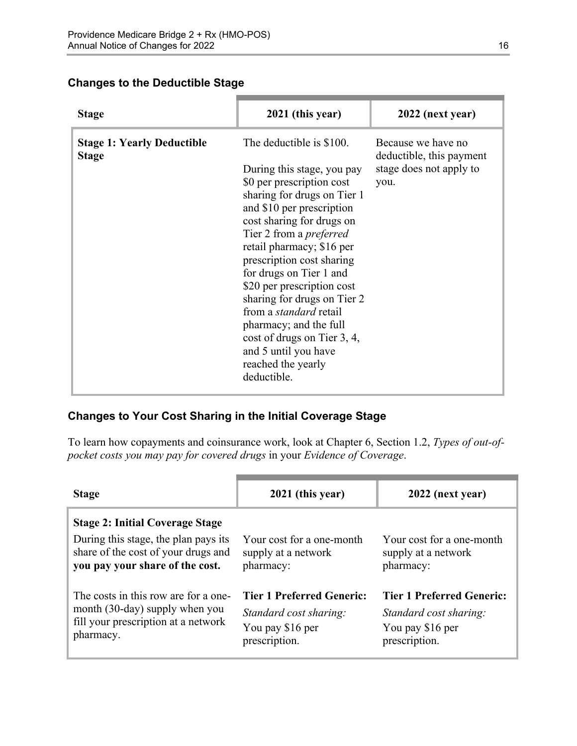### Changes to the Deductible Stage

| Stage | 2021 (this year) | 2022 (next year) |
|---|---|---|
| **Stage 1: Yearly Deductible Stage** | The deductible is $100.<br><br>During this stage, you pay $0 per prescription cost sharing for drugs on Tier 1 and $10 per prescription cost sharing for drugs on Tier 2 from a *preferred* retail pharmacy; $16 per prescription cost sharing for drugs on Tier 1 and $20 per prescription cost sharing for drugs on Tier 2 from a *standard* retail pharmacy; and the full cost of drugs on Tier 3, 4, and 5 until you have reached the yearly deductible. | Because we have no deductible, this payment stage does not apply to you. |

### Changes to Your Cost Sharing in the Initial Coverage Stage

To learn how copayments and coinsurance work, look at Chapter 6, Section 1.2, *Types of out-of-pocket costs you may pay for covered drugs* in your *Evidence of Coverage*.

| Stage | 2021 (this year) | 2022 (next year) |
|---|---|---|
| **Stage 2: Initial Coverage Stage**<br>During this stage, the plan pays its share of the cost of your drugs and **you pay your share of the cost.** | Your cost for a one-month supply at a network pharmacy: | Your cost for a one-month supply at a network pharmacy: |
| The costs in this row are for a one-month (30-day) supply when you fill your prescription at a network pharmacy. | **Tier 1 Preferred Generic:**<br>*Standard cost sharing:*<br>You pay $16 per prescription. | **Tier 1 Preferred Generic:**<br>*Standard cost sharing:*<br>You pay $16 per prescription. |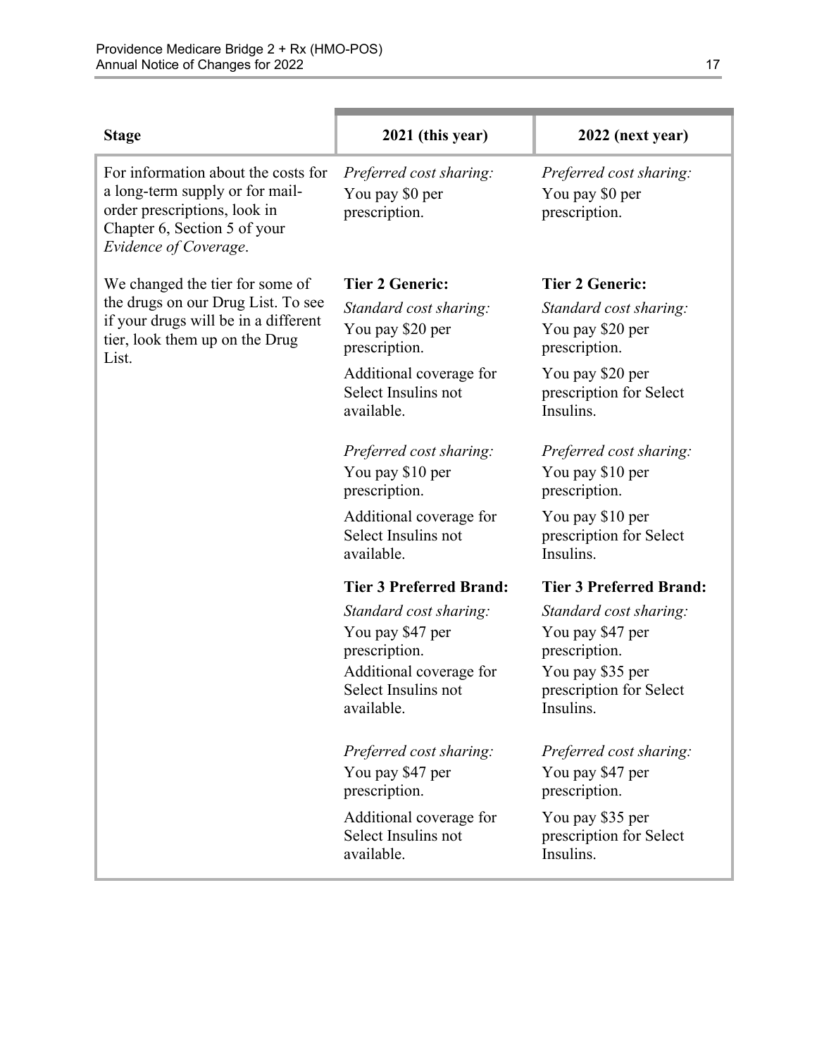| Stage | 2021 (this year) | 2022 (next year) |
|---|---|---|
| For information about the costs for a long-term supply or for mail-order prescriptions, look in Chapter 6, Section 5 of your *Evidence of Coverage*. | *Preferred cost sharing:* You pay \$0 per prescription. | *Preferred cost sharing:* You pay \$0 per prescription. |
| We changed the tier for some of the drugs on our Drug List. To see if your drugs will be in a different tier, look them up on the Drug List. | **Tier 2 Generic:** *Standard cost sharing:* You pay \$20 per prescription. Additional coverage for Select Insulins not available. | **Tier 2 Generic:** *Standard cost sharing:* You pay \$20 per prescription. You pay \$20 per prescription for Select Insulins. |
| | *Preferred cost sharing:* You pay \$10 per prescription. Additional coverage for Select Insulins not available. | *Preferred cost sharing:* You pay \$10 per prescription. You pay \$10 per prescription for Select Insulins. |
| | **Tier 3 Preferred Brand:** *Standard cost sharing:* You pay \$47 per prescription. Additional coverage for Select Insulins not available. | **Tier 3 Preferred Brand:** *Standard cost sharing:* You pay \$47 per prescription. You pay \$35 per prescription for Select Insulins. |
| | *Preferred cost sharing:* You pay \$47 per prescription. Additional coverage for Select Insulins not available. | *Preferred cost sharing:* You pay \$47 per prescription. You pay \$35 per prescription for Select Insulins. |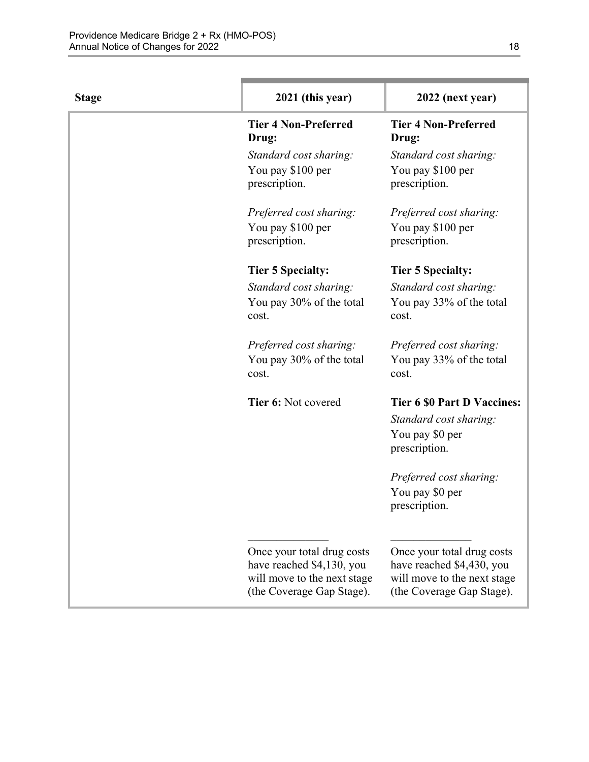| Stage | 2021 (this year) | 2022 (next year) |
|---|---|---|
| | **Tier 4 Non-Preferred Drug:**<br>*Standard cost sharing:*<br>You pay $100 per prescription.<br><br>*Preferred cost sharing:*<br>You pay $100 per prescription.<br><br>**Tier 5 Specialty:**<br>*Standard cost sharing:*<br>You pay 30% of the total cost.<br><br>*Preferred cost sharing:*<br>You pay 30% of the total cost.<br><br>**Tier 6:** Not covered<br><br>______________<br>Once your total drug costs have reached $4,130, you will move to the next stage (the Coverage Gap Stage). | **Tier 4 Non-Preferred Drug:**<br>*Standard cost sharing:*<br>You pay $100 per prescription.<br><br>*Preferred cost sharing:*<br>You pay $100 per prescription.<br><br>**Tier 5 Specialty:**<br>*Standard cost sharing:*<br>You pay 33% of the total cost.<br><br>*Preferred cost sharing:*<br>You pay 33% of the total cost.<br><br>**Tier 6 $0 Part D Vaccines:**<br>*Standard cost sharing:*<br>You pay $0 per prescription.<br><br>*Preferred cost sharing:*<br>You pay $0 per prescription.<br><br>______________<br>Once your total drug costs have reached $4,430, you will move to the next stage (the Coverage Gap Stage). |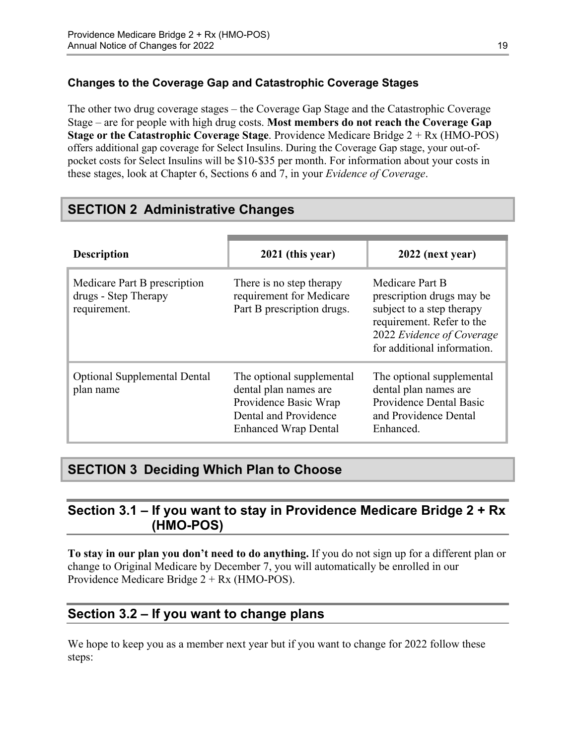### Changes to the Coverage Gap and Catastrophic Coverage Stages

The other two drug coverage stages – the Coverage Gap Stage and the Catastrophic Coverage Stage – are for people with high drug costs. **Most members do not reach the Coverage Gap Stage or the Catastrophic Coverage Stage**. Providence Medicare Bridge 2 + Rx (HMO-POS) offers additional gap coverage for Select Insulins. During the Coverage Gap stage, your out-of-pocket costs for Select Insulins will be $10-$35 per month. For information about your costs in these stages, look at Chapter 6, Sections 6 and 7, in your *Evidence of Coverage*.

## SECTION 2 Administrative Changes

| Description | 2021 (this year) | 2022 (next year) |
|---|---|---|
| Medicare Part B prescription drugs - Step Therapy requirement. | There is no step therapy requirement for Medicare Part B prescription drugs. | Medicare Part B prescription drugs may be subject to a step therapy requirement. Refer to the 2022 *Evidence of Coverage* for additional information. |
| Optional Supplemental Dental plan name | The optional supplemental dental plan names are Providence Basic Wrap Dental and Providence Enhanced Wrap Dental | The optional supplemental dental plan names are Providence Dental Basic and Providence Dental Enhanced. |

## SECTION 3 Deciding Which Plan to Choose

### Section 3.1 – If you want to stay in Providence Medicare Bridge 2 + Rx (HMO-POS)

**To stay in our plan you don't need to do anything.** If you do not sign up for a different plan or change to Original Medicare by December 7, you will automatically be enrolled in our Providence Medicare Bridge 2 + Rx (HMO-POS).

### Section 3.2 – If you want to change plans

We hope to keep you as a member next year but if you want to change for 2022 follow these steps: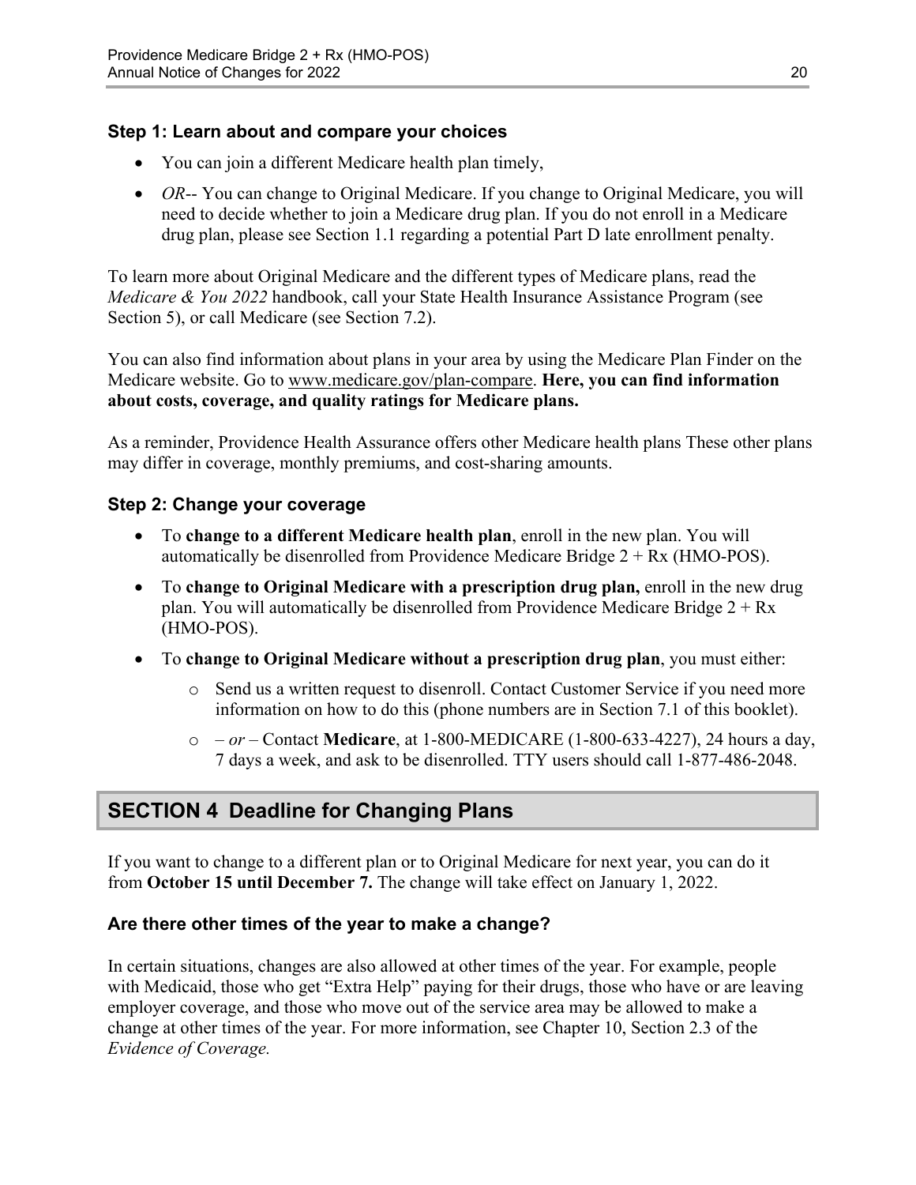### Step 1: Learn about and compare your choices

- You can join a different Medicare health plan timely,
- *OR*-- You can change to Original Medicare. If you change to Original Medicare, you will need to decide whether to join a Medicare drug plan. If you do not enroll in a Medicare drug plan, please see Section 1.1 regarding a potential Part D late enrollment penalty.

To learn more about Original Medicare and the different types of Medicare plans, read the *Medicare & You 2022* handbook, call your State Health Insurance Assistance Program (see Section 5), or call Medicare (see Section 7.2).

You can also find information about plans in your area by using the Medicare Plan Finder on the Medicare website. Go to www.medicare.gov/plan-compare. **Here, you can find information about costs, coverage, and quality ratings for Medicare plans.**

As a reminder, Providence Health Assurance offers other Medicare health plans These other plans may differ in coverage, monthly premiums, and cost-sharing amounts.

### Step 2: Change your coverage

- To **change to a different Medicare health plan**, enroll in the new plan. You will automatically be disenrolled from Providence Medicare Bridge 2 + Rx (HMO-POS).
- To **change to Original Medicare with a prescription drug plan,** enroll in the new drug plan. You will automatically be disenrolled from Providence Medicare Bridge 2 + Rx (HMO-POS).
- To **change to Original Medicare without a prescription drug plan**, you must either:
  - Send us a written request to disenroll. Contact Customer Service if you need more information on how to do this (phone numbers are in Section 7.1 of this booklet).
  - *– or –* Contact **Medicare**, at 1-800-MEDICARE (1-800-633-4227), 24 hours a day, 7 days a week, and ask to be disenrolled. TTY users should call 1-877-486-2048.

## SECTION 4 Deadline for Changing Plans

If you want to change to a different plan or to Original Medicare for next year, you can do it from **October 15 until December 7.** The change will take effect on January 1, 2022.

### Are there other times of the year to make a change?

In certain situations, changes are also allowed at other times of the year. For example, people with Medicaid, those who get "Extra Help" paying for their drugs, those who have or are leaving employer coverage, and those who move out of the service area may be allowed to make a change at other times of the year. For more information, see Chapter 10, Section 2.3 of the *Evidence of Coverage.*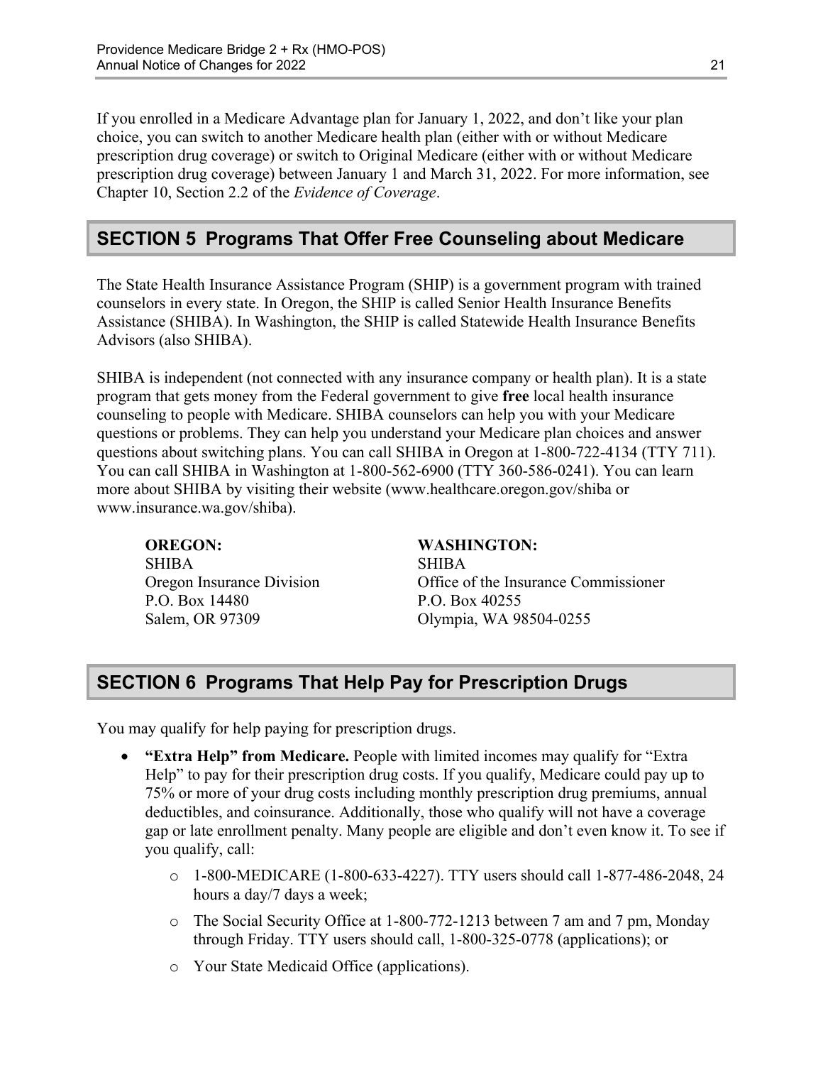If you enrolled in a Medicare Advantage plan for January 1, 2022, and don't like your plan choice, you can switch to another Medicare health plan (either with or without Medicare prescription drug coverage) or switch to Original Medicare (either with or without Medicare prescription drug coverage) between January 1 and March 31, 2022. For more information, see Chapter 10, Section 2.2 of the *Evidence of Coverage*.

## SECTION 5 Programs That Offer Free Counseling about Medicare

The State Health Insurance Assistance Program (SHIP) is a government program with trained counselors in every state. In Oregon, the SHIP is called Senior Health Insurance Benefits Assistance (SHIBA). In Washington, the SHIP is called Statewide Health Insurance Benefits Advisors (also SHIBA).

SHIBA is independent (not connected with any insurance company or health plan). It is a state program that gets money from the Federal government to give **free** local health insurance counseling to people with Medicare. SHIBA counselors can help you with your Medicare questions or problems. They can help you understand your Medicare plan choices and answer questions about switching plans. You can call SHIBA in Oregon at 1-800-722-4134 (TTY 711). You can call SHIBA in Washington at 1-800-562-6900 (TTY 360-586-0241). You can learn more about SHIBA by visiting their website (www.healthcare.oregon.gov/shiba or www.insurance.wa.gov/shiba).

**OREGON:**
SHIBA
Oregon Insurance Division
P.O. Box 14480
Salem, OR 97309

**WASHINGTON:**
SHIBA
Office of the Insurance Commissioner
P.O. Box 40255
Olympia, WA 98504-0255

## SECTION 6 Programs That Help Pay for Prescription Drugs

You may qualify for help paying for prescription drugs.

- **"Extra Help" from Medicare.** People with limited incomes may qualify for "Extra Help" to pay for their prescription drug costs. If you qualify, Medicare could pay up to 75% or more of your drug costs including monthly prescription drug premiums, annual deductibles, and coinsurance. Additionally, those who qualify will not have a coverage gap or late enrollment penalty. Many people are eligible and don't even know it. To see if you qualify, call:
  - 1-800-MEDICARE (1-800-633-4227). TTY users should call 1-877-486-2048, 24 hours a day/7 days a week;
  - The Social Security Office at 1-800-772-1213 between 7 am and 7 pm, Monday through Friday. TTY users should call, 1-800-325-0778 (applications); or
  - Your State Medicaid Office (applications).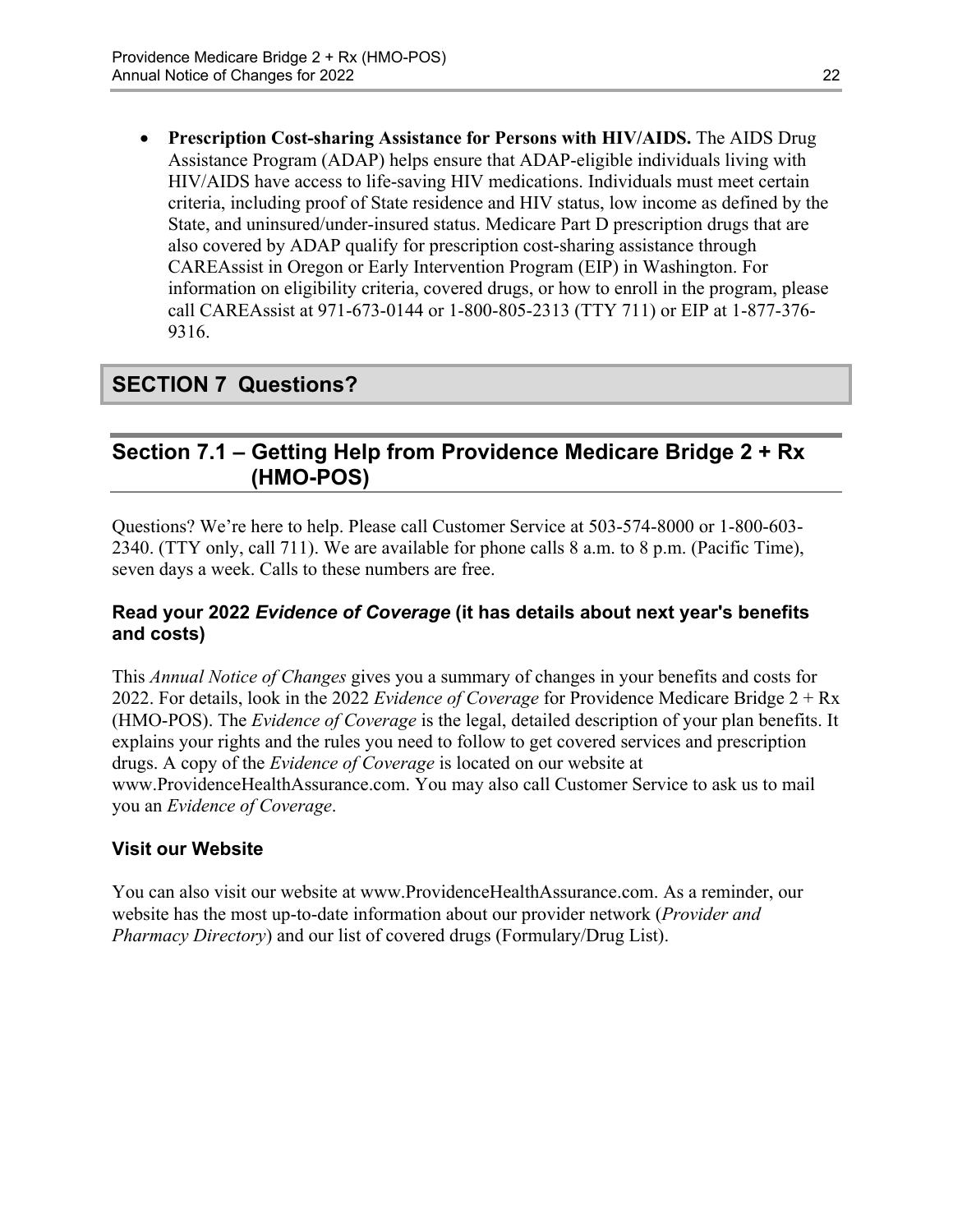- **Prescription Cost-sharing Assistance for Persons with HIV/AIDS.** The AIDS Drug Assistance Program (ADAP) helps ensure that ADAP-eligible individuals living with HIV/AIDS have access to life-saving HIV medications. Individuals must meet certain criteria, including proof of State residence and HIV status, low income as defined by the State, and uninsured/under-insured status. Medicare Part D prescription drugs that are also covered by ADAP qualify for prescription cost-sharing assistance through CAREAssist in Oregon or Early Intervention Program (EIP) in Washington. For information on eligibility criteria, covered drugs, or how to enroll in the program, please call CAREAssist at 971-673-0144 or 1-800-805-2313 (TTY 711) or EIP at 1-877-376-9316.

# SECTION 7 Questions?

## Section 7.1 – Getting Help from Providence Medicare Bridge 2 + Rx (HMO-POS)

Questions? We're here to help. Please call Customer Service at 503-574-8000 or 1-800-603-2340. (TTY only, call 711). We are available for phone calls 8 a.m. to 8 p.m. (Pacific Time), seven days a week. Calls to these numbers are free.

### Read your 2022 *Evidence of Coverage* (it has details about next year's benefits and costs)

This *Annual Notice of Changes* gives you a summary of changes in your benefits and costs for 2022. For details, look in the 2022 *Evidence of Coverage* for Providence Medicare Bridge 2 + Rx (HMO-POS). The *Evidence of Coverage* is the legal, detailed description of your plan benefits. It explains your rights and the rules you need to follow to get covered services and prescription drugs. A copy of the *Evidence of Coverage* is located on our website at www.ProvidenceHealthAssurance.com. You may also call Customer Service to ask us to mail you an *Evidence of Coverage*.

### Visit our Website

You can also visit our website at www.ProvidenceHealthAssurance.com. As a reminder, our website has the most up-to-date information about our provider network (*Provider and Pharmacy Directory*) and our list of covered drugs (Formulary/Drug List).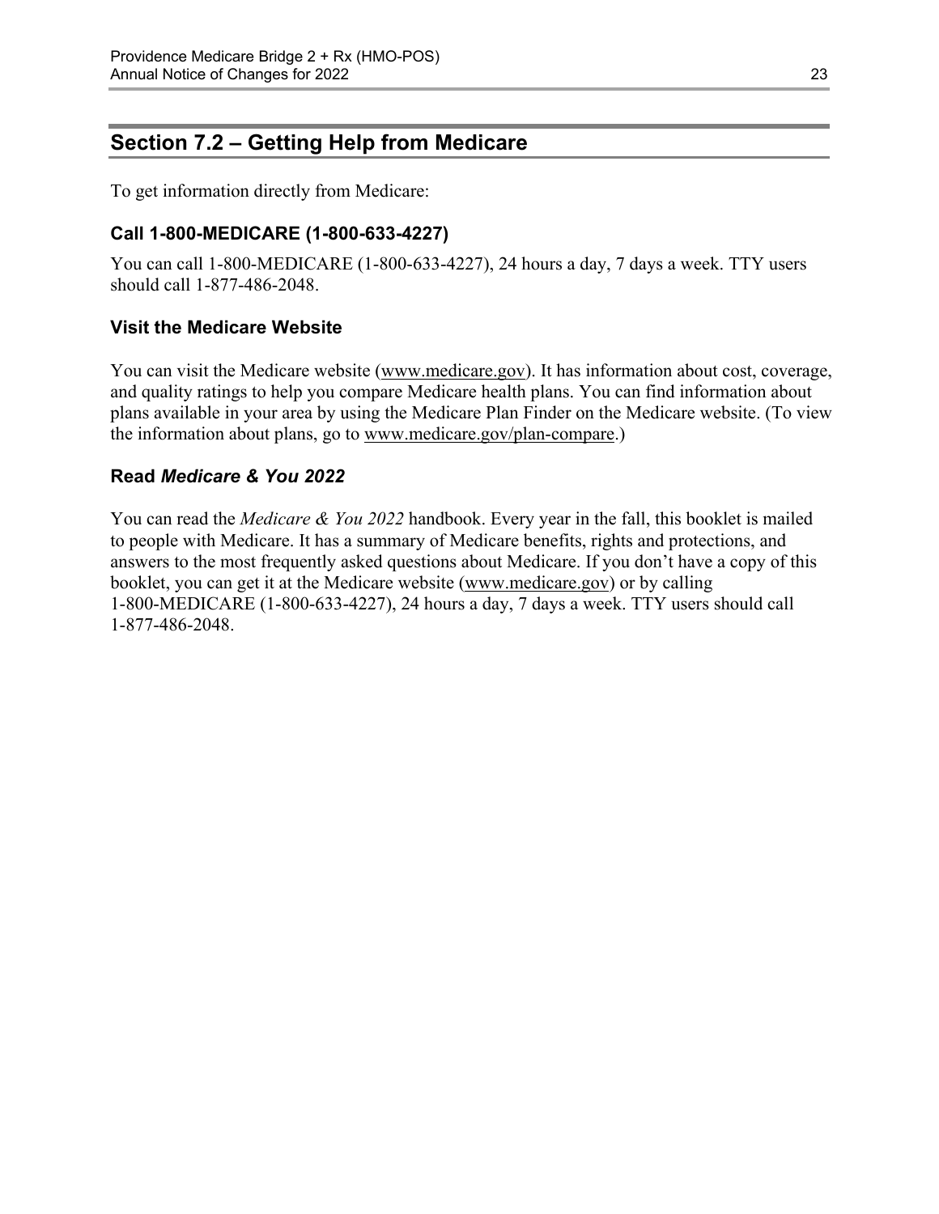## Section 7.2 – Getting Help from Medicare

To get information directly from Medicare:

### Call 1-800-MEDICARE (1-800-633-4227)

You can call 1-800-MEDICARE (1-800-633-4227), 24 hours a day, 7 days a week. TTY users should call 1-877-486-2048.

### Visit the Medicare Website

You can visit the Medicare website (www.medicare.gov). It has information about cost, coverage, and quality ratings to help you compare Medicare health plans. You can find information about plans available in your area by using the Medicare Plan Finder on the Medicare website. (To view the information about plans, go to www.medicare.gov/plan-compare.)

### Read *Medicare & You 2022*

You can read the *Medicare & You 2022* handbook. Every year in the fall, this booklet is mailed to people with Medicare. It has a summary of Medicare benefits, rights and protections, and answers to the most frequently asked questions about Medicare. If you don't have a copy of this booklet, you can get it at the Medicare website (www.medicare.gov) or by calling 1-800-MEDICARE (1-800-633-4227), 24 hours a day, 7 days a week. TTY users should call 1-877-486-2048.